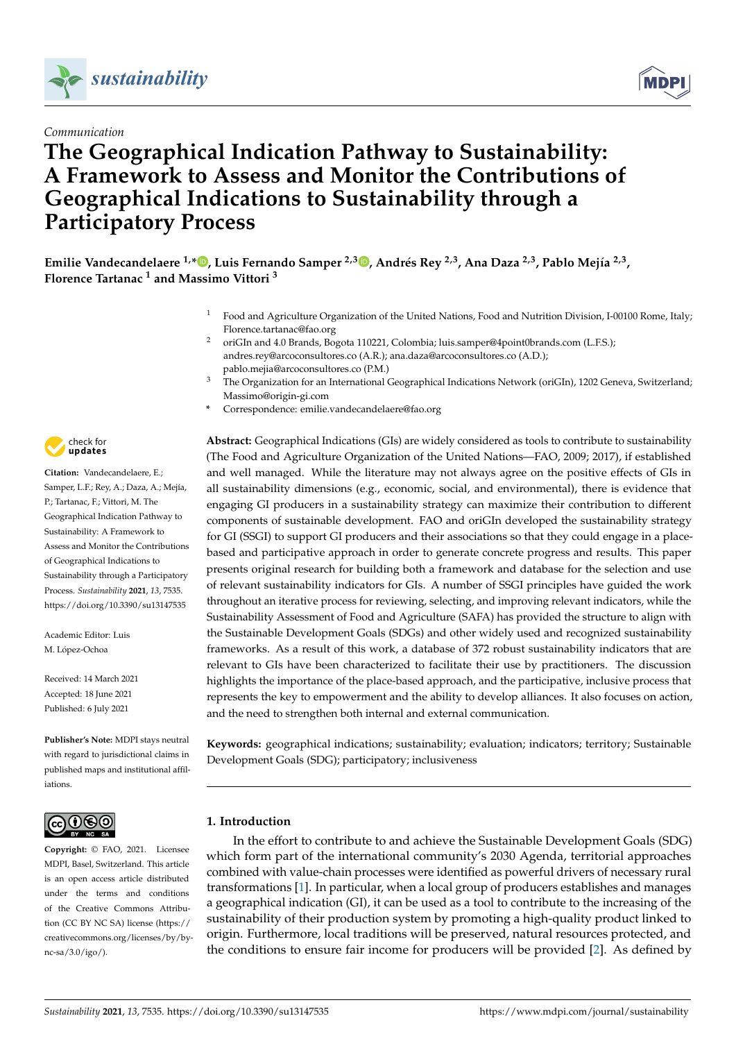*Communication*

# The Geographical Indication Pathway to Sustainability: A Framework to Assess and Monitor the Contributions of Geographical Indications to Sustainability through a Participatory Process

**Emilie Vandecandelaere [1,*], Luis Fernando Samper [2,3], Andrés Rey [2,3], Ana Daza [2,3], Pablo Mejía [2,3], Florence Tartanac [1] and Massimo Vittori [3]**

[1] Food and Agriculture Organization of the United Nations, Food and Nutrition Division, I-00100 Rome, Italy; Florence.tartanac@fao.org

[2] oriGIn and 4.0 Brands, Bogota 110221, Colombia; luis.samper@4point0brands.com (L.F.S.); andres.rey@arcoconsultores.co (A.R.); ana.daza@arcoconsultores.co (A.D.); pablo.mejia@arcoconsultores.co (P.M.)

[3] The Organization for an International Geographical Indications Network (oriGIn), 1202 Geneva, Switzerland; Massimo@origin-gi.com

\* Correspondence: emilie.vandecandelaere@fao.org

**Citation:** Vandecandelaere, E.; Samper, L.F.; Rey, A.; Daza, A.; Mejía, P.; Tartanac, F.; Vittori, M. The Geographical Indication Pathway to Sustainability: A Framework to Assess and Monitor the Contributions of Geographical Indications to Sustainability through a Participatory Process. *Sustainability* **2021**, *13*, 7535. https://doi.org/10.3390/su13147535

Academic Editor: Luis M. López-Ochoa

Received: 14 March 2021
Accepted: 18 June 2021
Published: 6 July 2021

**Publisher's Note:** MDPI stays neutral with regard to jurisdictional claims in published maps and institutional affiliations.

**Copyright:** © FAO, 2021. Licensee MDPI, Basel, Switzerland. This article is an open access article distributed under the terms and conditions of the Creative Commons Attribution (CC BY NC SA) license (https://creativecommons.org/licenses/by/by-nc-sa/3.0/igo/).

**Abstract:** Geographical Indications (GIs) are widely considered as tools to contribute to sustainability (The Food and Agriculture Organization of the United Nations—FAO, 2009; 2017), if established and well managed. While the literature may not always agree on the positive effects of GIs in all sustainability dimensions (e.g., economic, social, and environmental), there is evidence that engaging GI producers in a sustainability strategy can maximize their contribution to different components of sustainable development. FAO and oriGIn developed the sustainability strategy for GI (SSGI) to support GI producers and their associations so that they could engage in a place-based and participative approach in order to generate concrete progress and results. This paper presents original research for building both a framework and database for the selection and use of relevant sustainability indicators for GIs. A number of SSGI principles have guided the work throughout an iterative process for reviewing, selecting, and improving relevant indicators, while the Sustainability Assessment of Food and Agriculture (SAFA) has provided the structure to align with the Sustainable Development Goals (SDGs) and other widely used and recognized sustainability frameworks. As a result of this work, a database of 372 robust sustainability indicators that are relevant to GIs have been characterized to facilitate their use by practitioners. The discussion highlights the importance of the place-based approach, and the participative, inclusive process that represents the key to empowerment and the ability to develop alliances. It also focuses on action, and the need to strengthen both internal and external communication.

**Keywords:** geographical indications; sustainability; evaluation; indicators; territory; Sustainable Development Goals (SDG); participatory; inclusiveness

## 1. Introduction

In the effort to contribute to and achieve the Sustainable Development Goals (SDG) which form part of the international community's 2030 Agenda, territorial approaches combined with value-chain processes were identified as powerful drivers of necessary rural transformations [1]. In particular, when a local group of producers establishes and manages a geographical indication (GI), it can be used as a tool to contribute to the increasing of the sustainability of their production system by promoting a high-quality product linked to origin. Furthermore, local traditions will be preserved, natural resources protected, and the conditions to ensure fair income for producers will be provided [2]. As defined by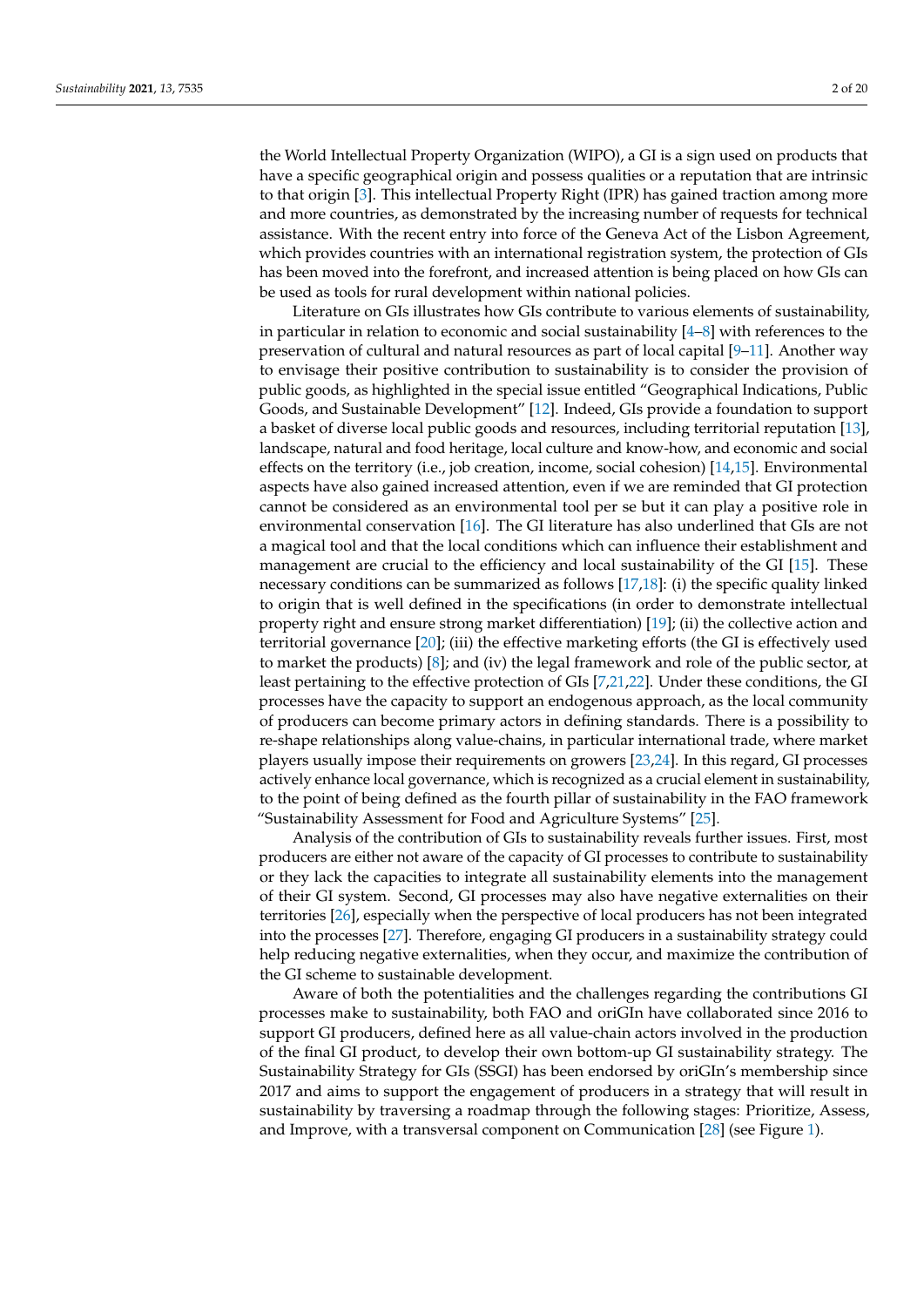the World Intellectual Property Organization (WIPO), a GI is a sign used on products that have a specific geographical origin and possess qualities or a reputation that are intrinsic to that origin [3]. This intellectual Property Right (IPR) has gained traction among more and more countries, as demonstrated by the increasing number of requests for technical assistance. With the recent entry into force of the Geneva Act of the Lisbon Agreement, which provides countries with an international registration system, the protection of GIs has been moved into the forefront, and increased attention is being placed on how GIs can be used as tools for rural development within national policies.

Literature on GIs illustrates how GIs contribute to various elements of sustainability, in particular in relation to economic and social sustainability [4–8] with references to the preservation of cultural and natural resources as part of local capital [9–11]. Another way to envisage their positive contribution to sustainability is to consider the provision of public goods, as highlighted in the special issue entitled "Geographical Indications, Public Goods, and Sustainable Development" [12]. Indeed, GIs provide a foundation to support a basket of diverse local public goods and resources, including territorial reputation [13], landscape, natural and food heritage, local culture and know-how, and economic and social effects on the territory (i.e., job creation, income, social cohesion) [14,15]. Environmental aspects have also gained increased attention, even if we are reminded that GI protection cannot be considered as an environmental tool per se but it can play a positive role in environmental conservation [16]. The GI literature has also underlined that GIs are not a magical tool and that the local conditions which can influence their establishment and management are crucial to the efficiency and local sustainability of the GI [15]. These necessary conditions can be summarized as follows [17,18]: (i) the specific quality linked to origin that is well defined in the specifications (in order to demonstrate intellectual property right and ensure strong market differentiation) [19]; (ii) the collective action and territorial governance [20]; (iii) the effective marketing efforts (the GI is effectively used to market the products) [8]; and (iv) the legal framework and role of the public sector, at least pertaining to the effective protection of GIs [7,21,22]. Under these conditions, the GI processes have the capacity to support an endogenous approach, as the local community of producers can become primary actors in defining standards. There is a possibility to re-shape relationships along value-chains, in particular international trade, where market players usually impose their requirements on growers [23,24]. In this regard, GI processes actively enhance local governance, which is recognized as a crucial element in sustainability, to the point of being defined as the fourth pillar of sustainability in the FAO framework "Sustainability Assessment for Food and Agriculture Systems" [25].

Analysis of the contribution of GIs to sustainability reveals further issues. First, most producers are either not aware of the capacity of GI processes to contribute to sustainability or they lack the capacities to integrate all sustainability elements into the management of their GI system. Second, GI processes may also have negative externalities on their territories [26], especially when the perspective of local producers has not been integrated into the processes [27]. Therefore, engaging GI producers in a sustainability strategy could help reducing negative externalities, when they occur, and maximize the contribution of the GI scheme to sustainable development.

Aware of both the potentialities and the challenges regarding the contributions GI processes make to sustainability, both FAO and oriGIn have collaborated since 2016 to support GI producers, defined here as all value-chain actors involved in the production of the final GI product, to develop their own bottom-up GI sustainability strategy. The Sustainability Strategy for GIs (SSGI) has been endorsed by oriGIn's membership since 2017 and aims to support the engagement of producers in a strategy that will result in sustainability by traversing a roadmap through the following stages: Prioritize, Assess, and Improve, with a transversal component on Communication [28] (see Figure 1).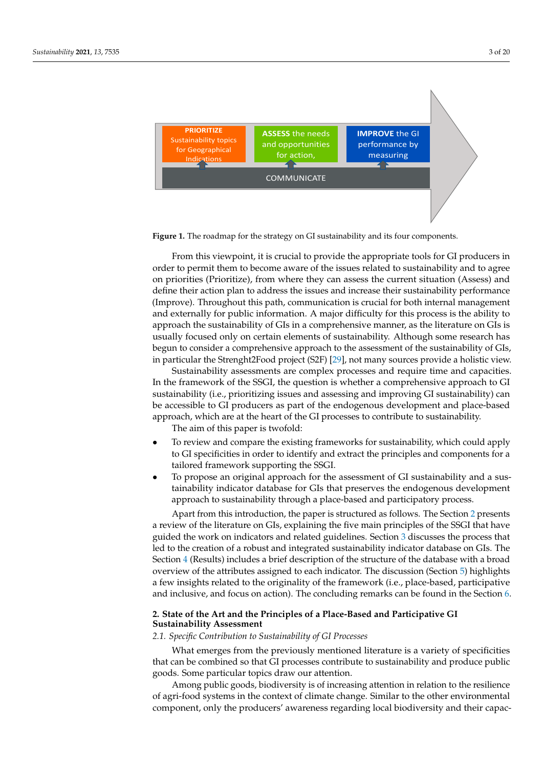PRIORITIZE Sustainability topics for Geographical Indications

ASSESS the needs and opportunities for action,

IMPROVE the GI performance by measuring

COMMUNICATE

**Figure 1.** The roadmap for the strategy on GI sustainability and its four components.

From this viewpoint, it is crucial to provide the appropriate tools for GI producers in order to permit them to become aware of the issues related to sustainability and to agree on priorities (Prioritize), from where they can assess the current situation (Assess) and define their action plan to address the issues and increase their sustainability performance (Improve). Throughout this path, communication is crucial for both internal management and externally for public information. A major difficulty for this process is the ability to approach the sustainability of GIs in a comprehensive manner, as the literature on GIs is usually focused only on certain elements of sustainability. Although some research has begun to consider a comprehensive approach to the assessment of the sustainability of GIs, in particular the Strenght2Food project (S2F) [29], not many sources provide a holistic view.

Sustainability assessments are complex processes and require time and capacities. In the framework of the SSGI, the question is whether a comprehensive approach to GI sustainability (i.e., prioritizing issues and assessing and improving GI sustainability) can be accessible to GI producers as part of the endogenous development and place-based approach, which are at the heart of the GI processes to contribute to sustainability.

The aim of this paper is twofold:

- To review and compare the existing frameworks for sustainability, which could apply to GI specificities in order to identify and extract the principles and components for a tailored framework supporting the SSGI.
- To propose an original approach for the assessment of GI sustainability and a sustainability indicator database for GIs that preserves the endogenous development approach to sustainability through a place-based and participatory process.

Apart from this introduction, the paper is structured as follows. The Section 2 presents a review of the literature on GIs, explaining the five main principles of the SSGI that have guided the work on indicators and related guidelines. Section 3 discusses the process that led to the creation of a robust and integrated sustainability indicator database on GIs. The Section 4 (Results) includes a brief description of the structure of the database with a broad overview of the attributes assigned to each indicator. The discussion (Section 5) highlights a few insights related to the originality of the framework (i.e., place-based, participative and inclusive, and focus on action). The concluding remarks can be found in the Section 6.

## 2. State of the Art and the Principles of a Place-Based and Participative GI Sustainability Assessment

### 2.1. Specific Contribution to Sustainability of GI Processes

What emerges from the previously mentioned literature is a variety of specificities that can be combined so that GI processes contribute to sustainability and produce public goods. Some particular topics draw our attention.

Among public goods, biodiversity is of increasing attention in relation to the resilience of agri-food systems in the context of climate change. Similar to the other environmental component, only the producers' awareness regarding local biodiversity and their capac-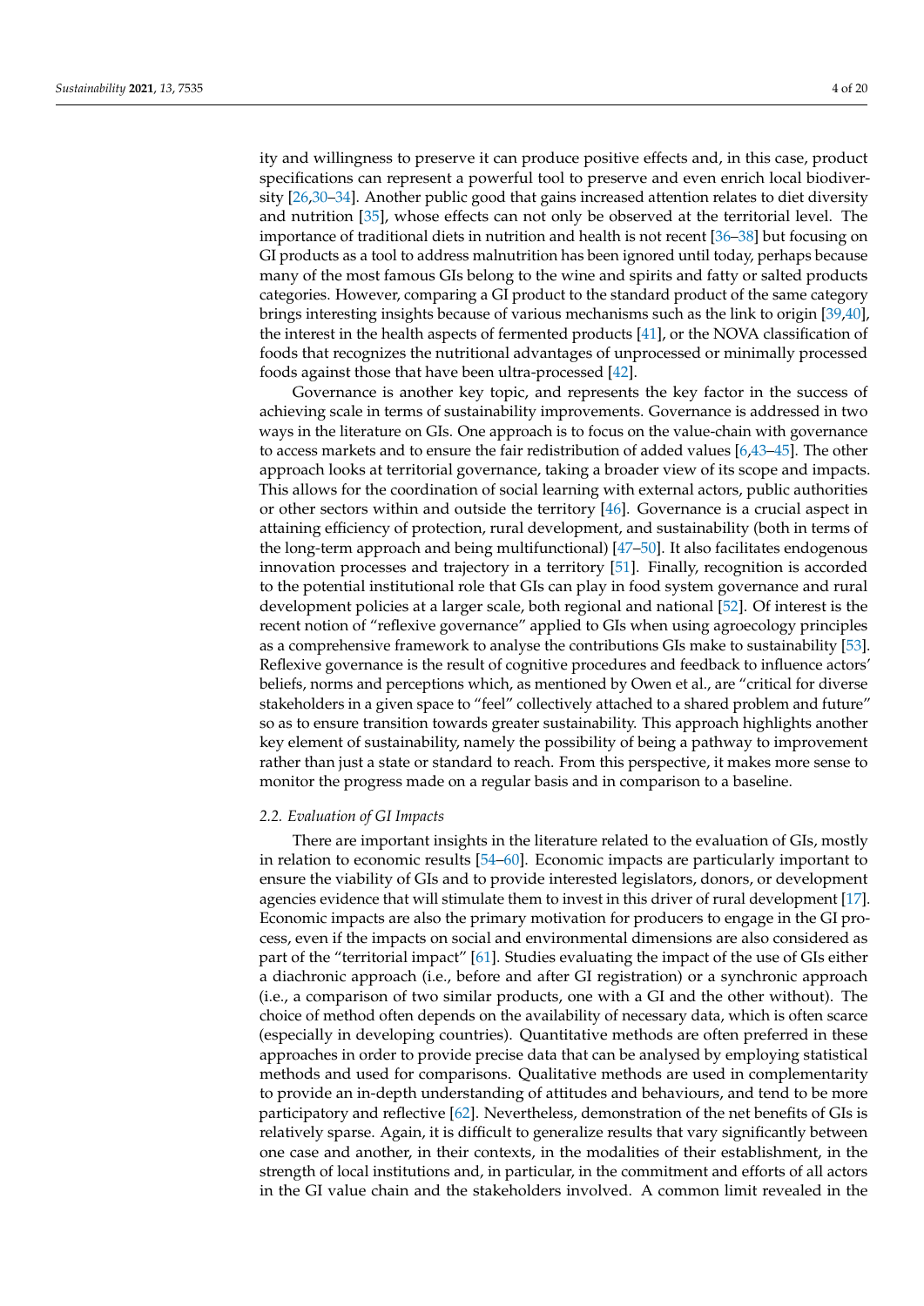ity and willingness to preserve it can produce positive effects and, in this case, product specifications can represent a powerful tool to preserve and even enrich local biodiversity [26,30–34]. Another public good that gains increased attention relates to diet diversity and nutrition [35], whose effects can not only be observed at the territorial level. The importance of traditional diets in nutrition and health is not recent [36–38] but focusing on GI products as a tool to address malnutrition has been ignored until today, perhaps because many of the most famous GIs belong to the wine and spirits and fatty or salted products categories. However, comparing a GI product to the standard product of the same category brings interesting insights because of various mechanisms such as the link to origin [39,40], the interest in the health aspects of fermented products [41], or the NOVA classification of foods that recognizes the nutritional advantages of unprocessed or minimally processed foods against those that have been ultra-processed [42].

Governance is another key topic, and represents the key factor in the success of achieving scale in terms of sustainability improvements. Governance is addressed in two ways in the literature on GIs. One approach is to focus on the value-chain with governance to access markets and to ensure the fair redistribution of added values [6,43–45]. The other approach looks at territorial governance, taking a broader view of its scope and impacts. This allows for the coordination of social learning with external actors, public authorities or other sectors within and outside the territory [46]. Governance is a crucial aspect in attaining efficiency of protection, rural development, and sustainability (both in terms of the long-term approach and being multifunctional) [47–50]. It also facilitates endogenous innovation processes and trajectory in a territory [51]. Finally, recognition is accorded to the potential institutional role that GIs can play in food system governance and rural development policies at a larger scale, both regional and national [52]. Of interest is the recent notion of "reflexive governance" applied to GIs when using agroecology principles as a comprehensive framework to analyse the contributions GIs make to sustainability [53]. Reflexive governance is the result of cognitive procedures and feedback to influence actors' beliefs, norms and perceptions which, as mentioned by Owen et al., are "critical for diverse stakeholders in a given space to "feel" collectively attached to a shared problem and future" so as to ensure transition towards greater sustainability. This approach highlights another key element of sustainability, namely the possibility of being a pathway to improvement rather than just a state or standard to reach. From this perspective, it makes more sense to monitor the progress made on a regular basis and in comparison to a baseline.

### *2.2. Evaluation of GI Impacts*

There are important insights in the literature related to the evaluation of GIs, mostly in relation to economic results [54–60]. Economic impacts are particularly important to ensure the viability of GIs and to provide interested legislators, donors, or development agencies evidence that will stimulate them to invest in this driver of rural development [17]. Economic impacts are also the primary motivation for producers to engage in the GI process, even if the impacts on social and environmental dimensions are also considered as part of the "territorial impact" [61]. Studies evaluating the impact of the use of GIs either a diachronic approach (i.e., before and after GI registration) or a synchronic approach (i.e., a comparison of two similar products, one with a GI and the other without). The choice of method often depends on the availability of necessary data, which is often scarce (especially in developing countries). Quantitative methods are often preferred in these approaches in order to provide precise data that can be analysed by employing statistical methods and used for comparisons. Qualitative methods are used in complementarity to provide an in-depth understanding of attitudes and behaviours, and tend to be more participatory and reflective [62]. Nevertheless, demonstration of the net benefits of GIs is relatively sparse. Again, it is difficult to generalize results that vary significantly between one case and another, in their contexts, in the modalities of their establishment, in the strength of local institutions and, in particular, in the commitment and efforts of all actors in the GI value chain and the stakeholders involved. A common limit revealed in the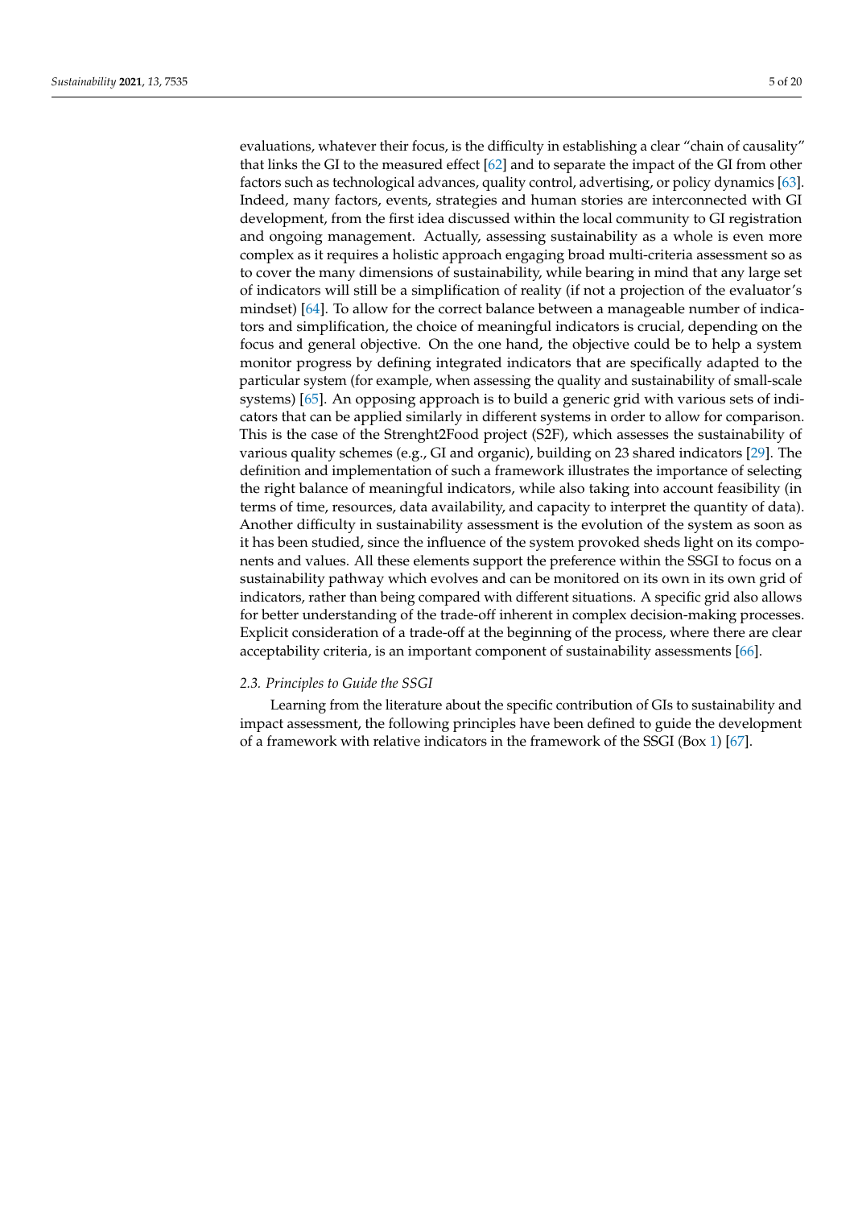evaluations, whatever their focus, is the difficulty in establishing a clear "chain of causality" that links the GI to the measured effect [62] and to separate the impact of the GI from other factors such as technological advances, quality control, advertising, or policy dynamics [63]. Indeed, many factors, events, strategies and human stories are interconnected with GI development, from the first idea discussed within the local community to GI registration and ongoing management. Actually, assessing sustainability as a whole is even more complex as it requires a holistic approach engaging broad multi-criteria assessment so as to cover the many dimensions of sustainability, while bearing in mind that any large set of indicators will still be a simplification of reality (if not a projection of the evaluator's mindset) [64]. To allow for the correct balance between a manageable number of indicators and simplification, the choice of meaningful indicators is crucial, depending on the focus and general objective. On the one hand, the objective could be to help a system monitor progress by defining integrated indicators that are specifically adapted to the particular system (for example, when assessing the quality and sustainability of small-scale systems) [65]. An opposing approach is to build a generic grid with various sets of indicators that can be applied similarly in different systems in order to allow for comparison. This is the case of the Strenght2Food project (S2F), which assesses the sustainability of various quality schemes (e.g., GI and organic), building on 23 shared indicators [29]. The definition and implementation of such a framework illustrates the importance of selecting the right balance of meaningful indicators, while also taking into account feasibility (in terms of time, resources, data availability, and capacity to interpret the quantity of data). Another difficulty in sustainability assessment is the evolution of the system as soon as it has been studied, since the influence of the system provoked sheds light on its components and values. All these elements support the preference within the SSGI to focus on a sustainability pathway which evolves and can be monitored on its own in its own grid of indicators, rather than being compared with different situations. A specific grid also allows for better understanding of the trade-off inherent in complex decision-making processes. Explicit consideration of a trade-off at the beginning of the process, where there are clear acceptability criteria, is an important component of sustainability assessments [66].

### *2.3. Principles to Guide the SSGI*

Learning from the literature about the specific contribution of GIs to sustainability and impact assessment, the following principles have been defined to guide the development of a framework with relative indicators in the framework of the SSGI (Box 1) [67].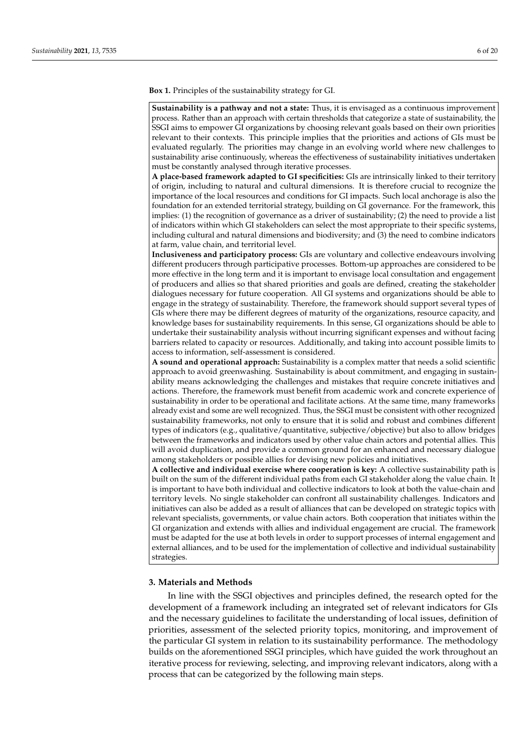**Box 1.** Principles of the sustainability strategy for GI.

**Sustainability is a pathway and not a state:** Thus, it is envisaged as a continuous improvement process. Rather than an approach with certain thresholds that categorize a state of sustainability, the SSGI aims to empower GI organizations by choosing relevant goals based on their own priorities relevant to their contexts. This principle implies that the priorities and actions of GIs must be evaluated regularly. The priorities may change in an evolving world where new challenges to sustainability arise continuously, whereas the effectiveness of sustainability initiatives undertaken must be constantly analysed through iterative processes.

**A place-based framework adapted to GI specificities:** GIs are intrinsically linked to their territory of origin, including to natural and cultural dimensions. It is therefore crucial to recognize the importance of the local resources and conditions for GI impacts. Such local anchorage is also the foundation for an extended territorial strategy, building on GI governance. For the framework, this implies: (1) the recognition of governance as a driver of sustainability; (2) the need to provide a list of indicators within which GI stakeholders can select the most appropriate to their specific systems, including cultural and natural dimensions and biodiversity; and (3) the need to combine indicators at farm, value chain, and territorial level.

**Inclusiveness and participatory process:** GIs are voluntary and collective endeavours involving different producers through participative processes. Bottom-up approaches are considered to be more effective in the long term and it is important to envisage local consultation and engagement of producers and allies so that shared priorities and goals are defined, creating the stakeholder dialogues necessary for future cooperation. All GI systems and organizations should be able to engage in the strategy of sustainability. Therefore, the framework should support several types of GIs where there may be different degrees of maturity of the organizations, resource capacity, and knowledge bases for sustainability requirements. In this sense, GI organizations should be able to undertake their sustainability analysis without incurring significant expenses and without facing barriers related to capacity or resources. Additionally, and taking into account possible limits to access to information, self-assessment is considered.

**A sound and operational approach:** Sustainability is a complex matter that needs a solid scientific approach to avoid greenwashing. Sustainability is about commitment, and engaging in sustainability means acknowledging the challenges and mistakes that require concrete initiatives and actions. Therefore, the framework must benefit from academic work and concrete experience of sustainability in order to be operational and facilitate actions. At the same time, many frameworks already exist and some are well recognized. Thus, the SSGI must be consistent with other recognized sustainability frameworks, not only to ensure that it is solid and robust and combines different types of indicators (e.g., qualitative/quantitative, subjective/objective) but also to allow bridges between the frameworks and indicators used by other value chain actors and potential allies. This will avoid duplication, and provide a common ground for an enhanced and necessary dialogue among stakeholders or possible allies for devising new policies and initiatives.

**A collective and individual exercise where cooperation is key:** A collective sustainability path is built on the sum of the different individual paths from each GI stakeholder along the value chain. It is important to have both individual and collective indicators to look at both the value-chain and territory levels. No single stakeholder can confront all sustainability challenges. Indicators and initiatives can also be added as a result of alliances that can be developed on strategic topics with relevant specialists, governments, or value chain actors. Both cooperation that initiates within the GI organization and extends with allies and individual engagement are crucial. The framework must be adapted for the use at both levels in order to support processes of internal engagement and external alliances, and to be used for the implementation of collective and individual sustainability strategies.

## 3. Materials and Methods

In line with the SSGI objectives and principles defined, the research opted for the development of a framework including an integrated set of relevant indicators for GIs and the necessary guidelines to facilitate the understanding of local issues, definition of priorities, assessment of the selected priority topics, monitoring, and improvement of the particular GI system in relation to its sustainability performance. The methodology builds on the aforementioned SSGI principles, which have guided the work throughout an iterative process for reviewing, selecting, and improving relevant indicators, along with a process that can be categorized by the following main steps.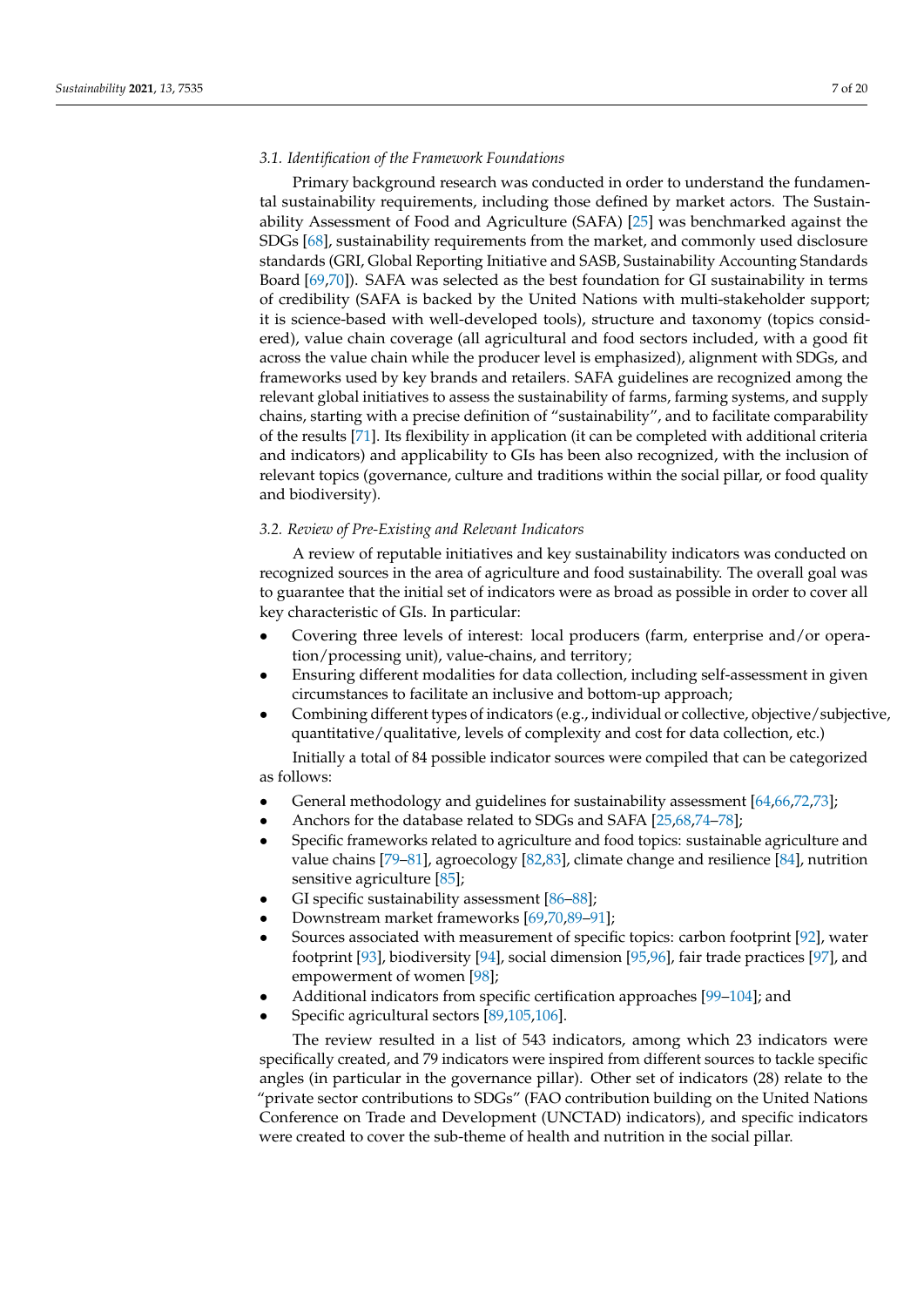### 3.1. Identification of the Framework Foundations

Primary background research was conducted in order to understand the fundamental sustainability requirements, including those defined by market actors. The Sustainability Assessment of Food and Agriculture (SAFA) [25] was benchmarked against the SDGs [68], sustainability requirements from the market, and commonly used disclosure standards (GRI, Global Reporting Initiative and SASB, Sustainability Accounting Standards Board [69,70]). SAFA was selected as the best foundation for GI sustainability in terms of credibility (SAFA is backed by the United Nations with multi-stakeholder support; it is science-based with well-developed tools), structure and taxonomy (topics considered), value chain coverage (all agricultural and food sectors included, with a good fit across the value chain while the producer level is emphasized), alignment with SDGs, and frameworks used by key brands and retailers. SAFA guidelines are recognized among the relevant global initiatives to assess the sustainability of farms, farming systems, and supply chains, starting with a precise definition of "sustainability", and to facilitate comparability of the results [71]. Its flexibility in application (it can be completed with additional criteria and indicators) and applicability to GIs has been also recognized, with the inclusion of relevant topics (governance, culture and traditions within the social pillar, or food quality and biodiversity).

### 3.2. Review of Pre-Existing and Relevant Indicators

A review of reputable initiatives and key sustainability indicators was conducted on recognized sources in the area of agriculture and food sustainability. The overall goal was to guarantee that the initial set of indicators were as broad as possible in order to cover all key characteristic of GIs. In particular:

- Covering three levels of interest: local producers (farm, enterprise and/or operation/processing unit), value-chains, and territory;
- Ensuring different modalities for data collection, including self-assessment in given circumstances to facilitate an inclusive and bottom-up approach;
- Combining different types of indicators (e.g., individual or collective, objective/subjective, quantitative/qualitative, levels of complexity and cost for data collection, etc.)

Initially a total of 84 possible indicator sources were compiled that can be categorized as follows:

- General methodology and guidelines for sustainability assessment [64,66,72,73];
- Anchors for the database related to SDGs and SAFA [25,68,74–78];
- Specific frameworks related to agriculture and food topics: sustainable agriculture and value chains [79–81], agroecology [82,83], climate change and resilience [84], nutrition sensitive agriculture [85];
- GI specific sustainability assessment [86–88];
- Downstream market frameworks [69,70,89–91];
- Sources associated with measurement of specific topics: carbon footprint [92], water footprint [93], biodiversity [94], social dimension [95,96], fair trade practices [97], and empowerment of women [98];
- Additional indicators from specific certification approaches [99–104]; and
- Specific agricultural sectors [89,105,106].

The review resulted in a list of 543 indicators, among which 23 indicators were specifically created, and 79 indicators were inspired from different sources to tackle specific angles (in particular in the governance pillar). Other set of indicators (28) relate to the "private sector contributions to SDGs" (FAO contribution building on the United Nations Conference on Trade and Development (UNCTAD) indicators), and specific indicators were created to cover the sub-theme of health and nutrition in the social pillar.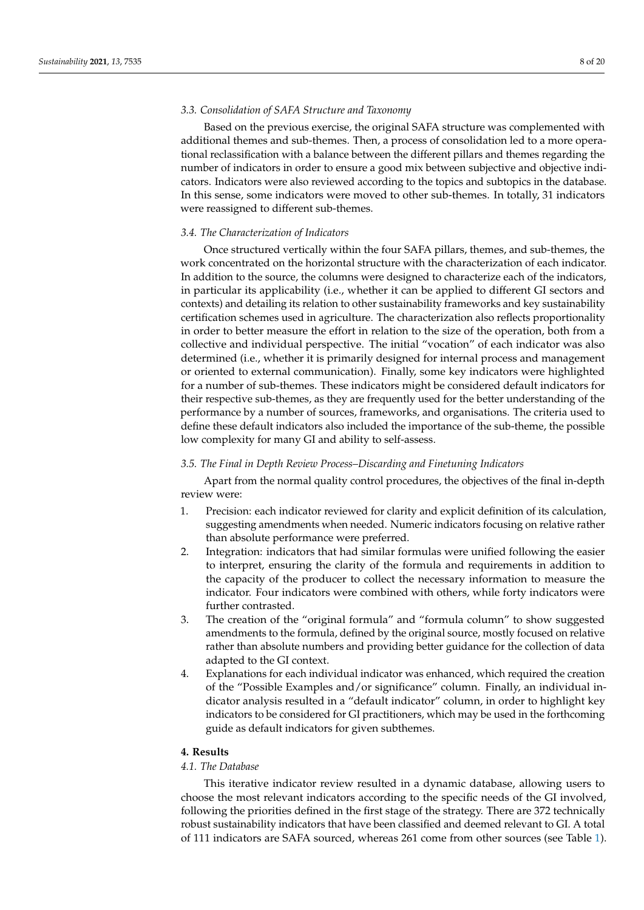### 3.3. Consolidation of SAFA Structure and Taxonomy

Based on the previous exercise, the original SAFA structure was complemented with additional themes and sub-themes. Then, a process of consolidation led to a more operational reclassification with a balance between the different pillars and themes regarding the number of indicators in order to ensure a good mix between subjective and objective indicators. Indicators were also reviewed according to the topics and subtopics in the database. In this sense, some indicators were moved to other sub-themes. In totally, 31 indicators were reassigned to different sub-themes.

### 3.4. The Characterization of Indicators

Once structured vertically within the four SAFA pillars, themes, and sub-themes, the work concentrated on the horizontal structure with the characterization of each indicator. In addition to the source, the columns were designed to characterize each of the indicators, in particular its applicability (i.e., whether it can be applied to different GI sectors and contexts) and detailing its relation to other sustainability frameworks and key sustainability certification schemes used in agriculture. The characterization also reflects proportionality in order to better measure the effort in relation to the size of the operation, both from a collective and individual perspective. The initial "vocation" of each indicator was also determined (i.e., whether it is primarily designed for internal process and management or oriented to external communication). Finally, some key indicators were highlighted for a number of sub-themes. These indicators might be considered default indicators for their respective sub-themes, as they are frequently used for the better understanding of the performance by a number of sources, frameworks, and organisations. The criteria used to define these default indicators also included the importance of the sub-theme, the possible low complexity for many GI and ability to self-assess.

### 3.5. The Final in Depth Review Process–Discarding and Finetuning Indicators

Apart from the normal quality control procedures, the objectives of the final in-depth review were:

1. Precision: each indicator reviewed for clarity and explicit definition of its calculation, suggesting amendments when needed. Numeric indicators focusing on relative rather than absolute performance were preferred.
2. Integration: indicators that had similar formulas were unified following the easier to interpret, ensuring the clarity of the formula and requirements in addition to the capacity of the producer to collect the necessary information to measure the indicator. Four indicators were combined with others, while forty indicators were further contrasted.
3. The creation of the "original formula" and "formula column" to show suggested amendments to the formula, defined by the original source, mostly focused on relative rather than absolute numbers and providing better guidance for the collection of data adapted to the GI context.
4. Explanations for each individual indicator was enhanced, which required the creation of the "Possible Examples and/or significance" column. Finally, an individual indicator analysis resulted in a "default indicator" column, in order to highlight key indicators to be considered for GI practitioners, which may be used in the forthcoming guide as default indicators for given subthemes.

## 4. Results

### 4.1. The Database

This iterative indicator review resulted in a dynamic database, allowing users to choose the most relevant indicators according to the specific needs of the GI involved, following the priorities defined in the first stage of the strategy. There are 372 technically robust sustainability indicators that have been classified and deemed relevant to GI. A total of 111 indicators are SAFA sourced, whereas 261 come from other sources (see Table 1).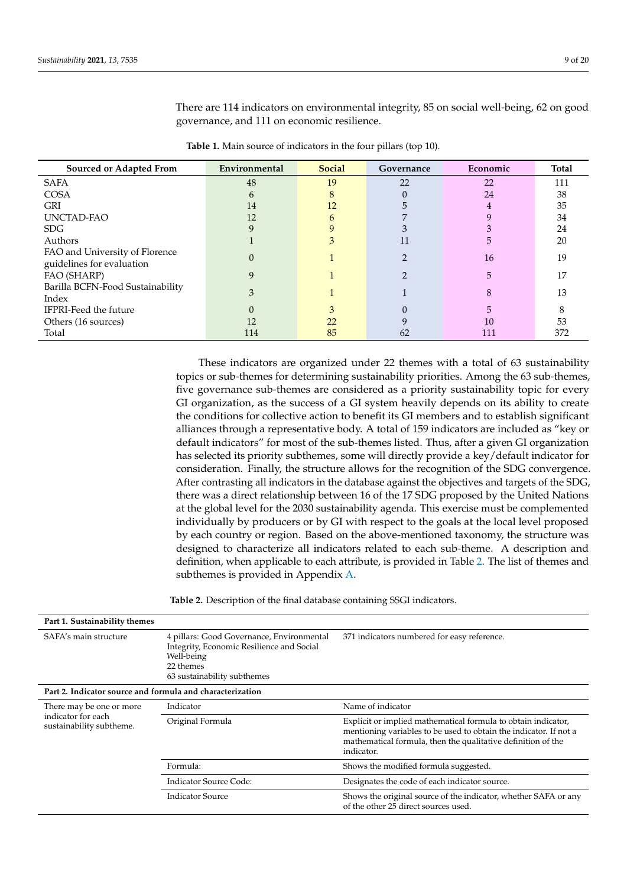There are 114 indicators on environmental integrity, 85 on social well-being, 62 on good governance, and 111 on economic resilience.

**Table 1.** Main source of indicators in the four pillars (top 10).

| Sourced or Adapted From | Environmental | Social | Governance | Economic | Total |
|---|---|---|---|---|---|
| SAFA | 48 | 19 | 22 | 22 | 111 |
| COSA | 6 | 8 | 0 | 24 | 38 |
| GRI | 14 | 12 | 5 | 4 | 35 |
| UNCTAD-FAO | 12 | 6 | 7 | 9 | 34 |
| SDG | 9 | 9 | 3 | 3 | 24 |
| Authors | 1 | 3 | 11 | 5 | 20 |
| FAO and University of Florence guidelines for evaluation | 0 | 1 | 2 | 16 | 19 |
| FAO (SHARP) | 9 | 1 | 2 | 5 | 17 |
| Barilla BCFN-Food Sustainability Index | 3 | 1 | 1 | 8 | 13 |
| IFPRI-Feed the future | 0 | 3 | 0 | 5 | 8 |
| Others (16 sources) | 12 | 22 | 9 | 10 | 53 |
| Total | 114 | 85 | 62 | 111 | 372 |

These indicators are organized under 22 themes with a total of 63 sustainability topics or sub-themes for determining sustainability priorities. Among the 63 sub-themes, five governance sub-themes are considered as a priority sustainability topic for every GI organization, as the success of a GI system heavily depends on its ability to create the conditions for collective action to benefit its GI members and to establish significant alliances through a representative body. A total of 159 indicators are included as "key or default indicators" for most of the sub-themes listed. Thus, after a given GI organization has selected its priority subthemes, some will directly provide a key/default indicator for consideration. Finally, the structure allows for the recognition of the SDG convergence. After contrasting all indicators in the database against the objectives and targets of the SDG, there was a direct relationship between 16 of the 17 SDG proposed by the United Nations at the global level for the 2030 sustainability agenda. This exercise must be complemented individually by producers or by GI with respect to the goals at the local level proposed by each country or region. Based on the above-mentioned taxonomy, the structure was designed to characterize all indicators related to each sub-theme. A description and definition, when applicable to each attribute, is provided in Table 2. The list of themes and subthemes is provided in Appendix A.

**Table 2.** Description of the final database containing SSGI indicators.

| **Part 1. Sustainability themes** | | |
|---|---|---|
| SAFA's main structure | 4 pillars: Good Governance, Environmental Integrity, Economic Resilience and Social Well-being<br>22 themes<br>63 sustainability subthemes | 371 indicators numbered for easy reference. |
| **Part 2. Indicator source and formula and characterization** | | |
| There may be one or more indicator for each sustainability subtheme. | Indicator | Name of indicator |
| | Original Formula | Explicit or implied mathematical formula to obtain indicator, mentioning variables to be used to obtain the indicator. If not a mathematical formula, then the qualitative definition of the indicator. |
| | Formula: | Shows the modified formula suggested. |
| | Indicator Source Code: | Designates the code of each indicator source. |
| | Indicator Source | Shows the original source of the indicator, whether SAFA or any of the other 25 direct sources used. |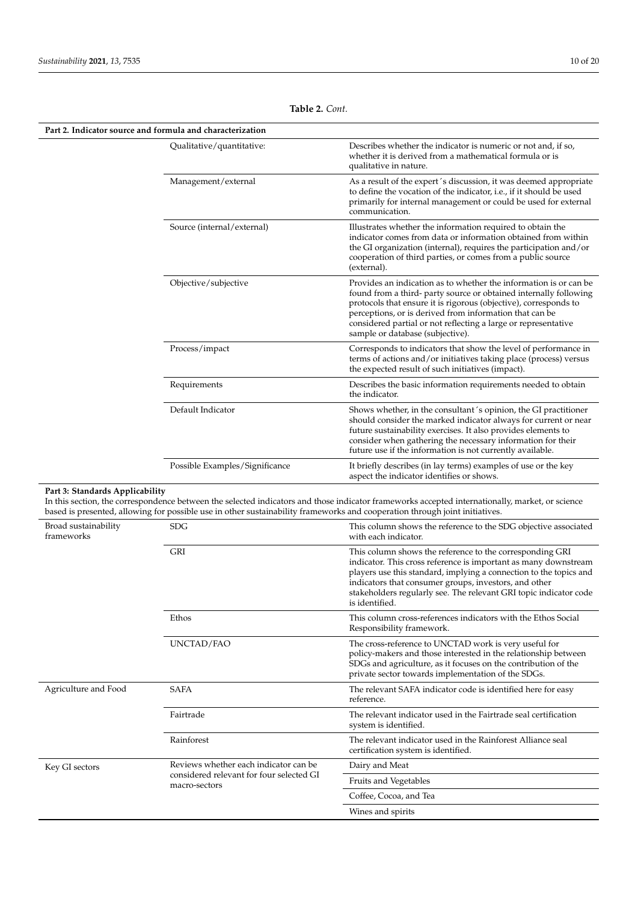**Table 2.** *Cont.*

| | | |
|---|---|---|
| **Part 2. Indicator source and formula and characterization** | | |
| | Qualitative/quantitative: | Describes whether the indicator is numeric or not and, if so, whether it is derived from a mathematical formula or is qualitative in nature. |
| | Management/external | As a result of the expert´s discussion, it was deemed appropriate to define the vocation of the indicator, i.e., if it should be used primarily for internal management or could be used for external communication. |
| | Source (internal/external) | Illustrates whether the information required to obtain the indicator comes from data or information obtained from within the GI organization (internal), requires the participation and/or cooperation of third parties, or comes from a public source (external). |
| | Objective/subjective | Provides an indication as to whether the information is or can be found from a third- party source or obtained internally following protocols that ensure it is rigorous (objective), corresponds to perceptions, or is derived from information that can be considered partial or not reflecting a large or representative sample or database (subjective). |
| | Process/impact | Corresponds to indicators that show the level of performance in terms of actions and/or initiatives taking place (process) versus the expected result of such initiatives (impact). |
| | Requirements | Describes the basic information requirements needed to obtain the indicator. |
| | Default Indicator | Shows whether, in the consultant´s opinion, the GI practitioner should consider the marked indicator always for current or near future sustainability exercises. It also provides elements to consider when gathering the necessary information for their future use if the information is not currently available. |
| | Possible Examples/Significance | It briefly describes (in lay terms) examples of use or the key aspect the indicator identifies or shows. |
| **Part 3: Standards Applicability**<br>In this section, the correspondence between the selected indicators and those indicator frameworks accepted internationally, market, or science based is presented, allowing for possible use in other sustainability frameworks and cooperation through joint initiatives. | | |
| Broad sustainability frameworks | SDG | This column shows the reference to the SDG objective associated with each indicator. |
| | GRI | This column shows the reference to the corresponding GRI indicator. This cross reference is important as many downstream players use this standard, implying a connection to the topics and indicators that consumer groups, investors, and other stakeholders regularly see. The relevant GRI topic indicator code is identified. |
| | Ethos | This column cross-references indicators with the Ethos Social Responsibility framework. |
| | UNCTAD/FAO | The cross-reference to UNCTAD work is very useful for policy-makers and those interested in the relationship between SDGs and agriculture, as it focuses on the contribution of the private sector towards implementation of the SDGs. |
| Agriculture and Food | SAFA | The relevant SAFA indicator code is identified here for easy reference. |
| | Fairtrade | The relevant indicator used in the Fairtrade seal certification system is identified. |
| | Rainforest | The relevant indicator used in the Rainforest Alliance seal certification system is identified. |
| Key GI sectors | Reviews whether each indicator can be considered relevant for four selected GI macro-sectors | Dairy and Meat |
| | | Fruits and Vegetables |
| | | Coffee, Cocoa, and Tea |
| | | Wines and spirits |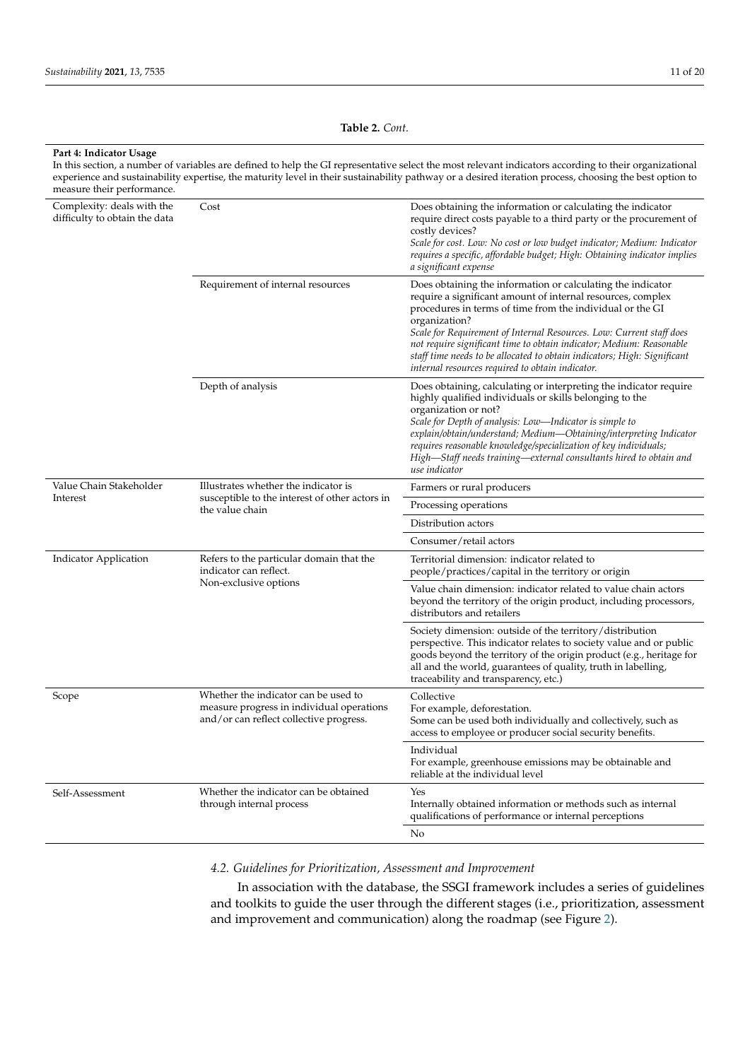**Table 2.** *Cont.*

| **Part 4: Indicator Usage** | | |
|---|---|---|
| In this section, a number of variables are defined to help the GI representative select the most relevant indicators according to their organizational experience and sustainability expertise, the maturity level in their sustainability pathway or a desired iteration process, choosing the best option to measure their performance. | | |
| Complexity: deals with the difficulty to obtain the data | Cost | Does obtaining the information or calculating the indicator require direct costs payable to a third party or the procurement of costly devices? *Scale for cost. Low: No cost or low budget indicator; Medium: Indicator requires a specific, affordable budget; High: Obtaining indicator implies a significant expense* |
| | Requirement of internal resources | Does obtaining the information or calculating the indicator require a significant amount of internal resources, complex procedures in terms of time from the individual or the GI organization? *Scale for Requirement of Internal Resources. Low: Current staff does not require significant time to obtain indicator; Medium: Reasonable staff time needs to be allocated to obtain indicators; High: Significant internal resources required to obtain indicator.* |
| | Depth of analysis | Does obtaining, calculating or interpreting the indicator require highly qualified individuals or skills belonging to the organization or not? *Scale for Depth of analysis: Low—Indicator is simple to explain/obtain/understand; Medium—Obtaining/interpreting Indicator requires reasonable knowledge/specialization of key individuals; High—Staff needs training—external consultants hired to obtain and use indicator* |
| Value Chain Stakeholder Interest | Illustrates whether the indicator is susceptible to the interest of other actors in the value chain | Farmers or rural producers |
| | | Processing operations |
| | | Distribution actors |
| | | Consumer/retail actors |
| Indicator Application | Refers to the particular domain that the indicator can reflect. Non-exclusive options | Territorial dimension: indicator related to people/practices/capital in the territory or origin |
| | | Value chain dimension: indicator related to value chain actors beyond the territory of the origin product, including processors, distributors and retailers |
| | | Society dimension: outside of the territory/distribution perspective. This indicator relates to society value and or public goods beyond the territory of the origin product (e.g., heritage for all and the world, guarantees of quality, truth in labelling, traceability and transparency, etc.) |
| Scope | Whether the indicator can be used to measure progress in individual operations and/or can reflect collective progress. | Collective For example, deforestation. Some can be used both individually and collectively, such as access to employee or producer social security benefits. |
| | | Individual For example, greenhouse emissions may be obtainable and reliable at the individual level |
| Self-Assessment | Whether the indicator can be obtained through internal process | Yes Internally obtained information or methods such as internal qualifications of performance or internal perceptions |
| | | No |

### *4.2. Guidelines for Prioritization, Assessment and Improvement*

In association with the database, the SSGI framework includes a series of guidelines and toolkits to guide the user through the different stages (i.e., prioritization, assessment and improvement and communication) along the roadmap (see Figure 2).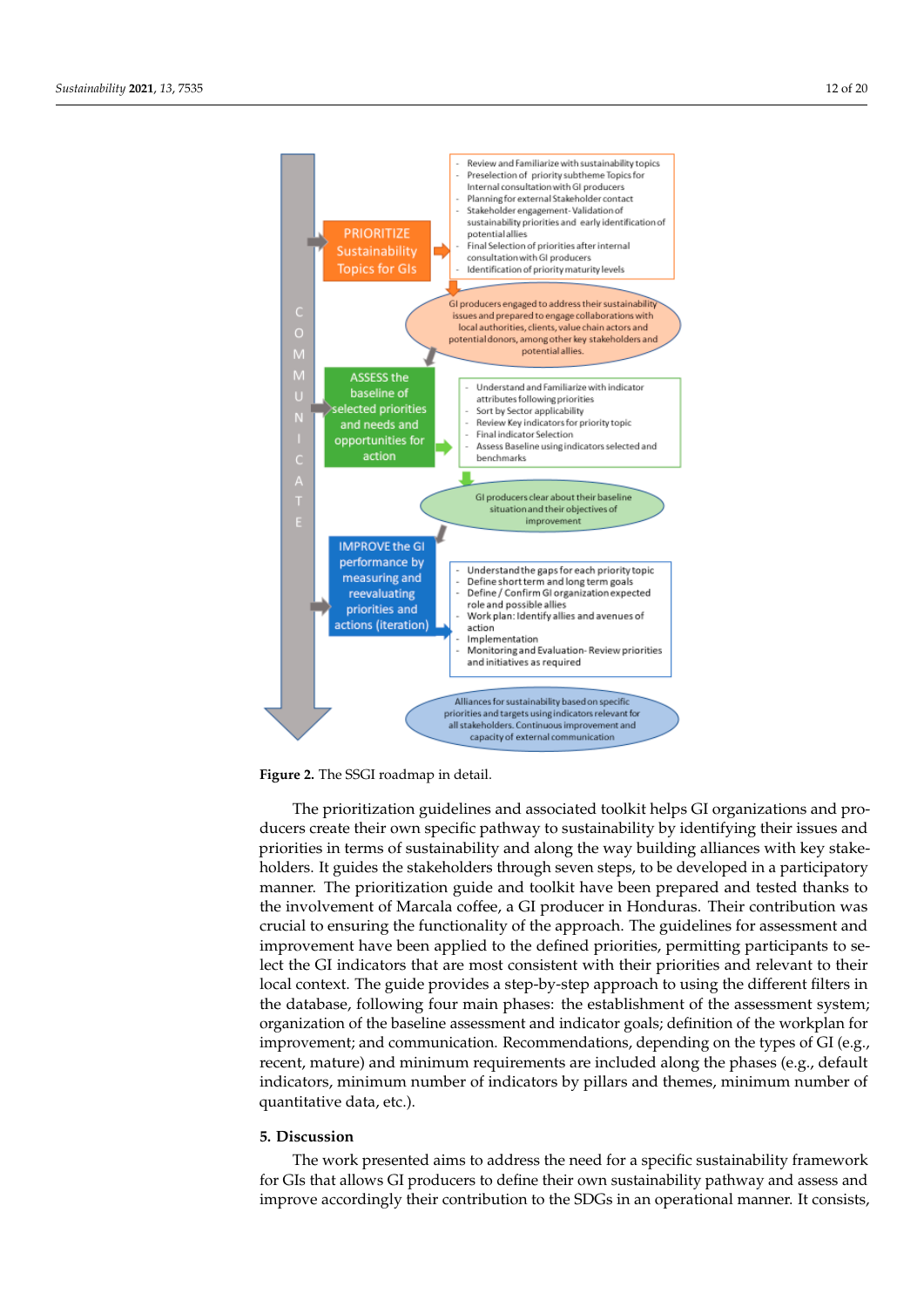COMMUNICATE

**PRIORITIZE Sustainability Topics for GIs**

- Review and Familiarize with sustainability topics
- Preselection of priority subtheme Topics for Internal consultation with GI producers
- Planning for external Stakeholder contact
- Stakeholder engagement- Validation of sustainability priorities and early identification of potential allies
- Final Selection of priorities after internal consultation with GI producers
- Identification of priority maturity levels

GI producers engaged to address their sustainability issues and prepared to engage collaborations with local authorities, clients, value chain actors and potential donors, among other key stakeholders and potential allies.

**ASSESS the baseline of selected priorities and needs and opportunities for action**

- Understand and Familiarize with indicator attributes following priorities
- Sort by Sector applicability
- Review Key indicators for priority topic
- Final indicator Selection
- Assess Baseline using indicators selected and benchmarks

GI producers clear about their baseline situation and their objectives of improvement

**IMPROVE the GI performance by measuring and reevaluating priorities and actions (iteration)**

- Understand the gaps for each priority topic
- Define short term and long term goals
- Define / Confirm GI organization expected role and possible allies
- Work plan: Identify allies and avenues of action
- Implementation
- Monitoring and Evaluation- Review priorities and initiatives as required

Alliances for sustainability based on specific priorities and targets using indicators relevant for all stakeholders. Continuous improvement and capacity of external communication

**Figure 2.** The SSGI roadmap in detail.

The prioritization guidelines and associated toolkit helps GI organizations and producers create their own specific pathway to sustainability by identifying their issues and priorities in terms of sustainability and along the way building alliances with key stakeholders. It guides the stakeholders through seven steps, to be developed in a participatory manner. The prioritization guide and toolkit have been prepared and tested thanks to the involvement of Marcala coffee, a GI producer in Honduras. Their contribution was crucial to ensuring the functionality of the approach. The guidelines for assessment and improvement have been applied to the defined priorities, permitting participants to select the GI indicators that are most consistent with their priorities and relevant to their local context. The guide provides a step-by-step approach to using the different filters in the database, following four main phases: the establishment of the assessment system; organization of the baseline assessment and indicator goals; definition of the workplan for improvement; and communication. Recommendations, depending on the types of GI (e.g., recent, mature) and minimum requirements are included along the phases (e.g., default indicators, minimum number of indicators by pillars and themes, minimum number of quantitative data, etc.).

## 5. Discussion

The work presented aims to address the need for a specific sustainability framework for GIs that allows GI producers to define their own sustainability pathway and assess and improve accordingly their contribution to the SDGs in an operational manner. It consists,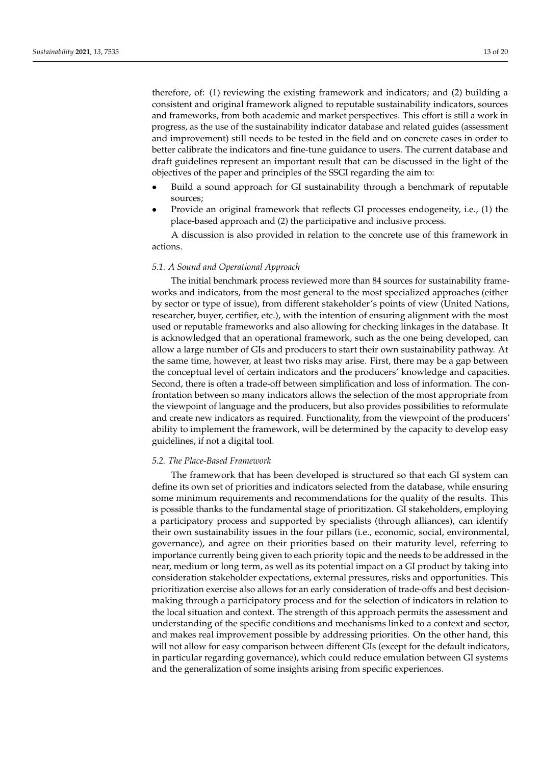therefore, of: (1) reviewing the existing framework and indicators; and (2) building a consistent and original framework aligned to reputable sustainability indicators, sources and frameworks, from both academic and market perspectives. This effort is still a work in progress, as the use of the sustainability indicator database and related guides (assessment and improvement) still needs to be tested in the field and on concrete cases in order to better calibrate the indicators and fine-tune guidance to users. The current database and draft guidelines represent an important result that can be discussed in the light of the objectives of the paper and principles of the SSGI regarding the aim to:

- Build a sound approach for GI sustainability through a benchmark of reputable sources;
- Provide an original framework that reflects GI processes endogeneity, i.e., (1) the place-based approach and (2) the participative and inclusive process.

A discussion is also provided in relation to the concrete use of this framework in actions.

### *5.1. A Sound and Operational Approach*

The initial benchmark process reviewed more than 84 sources for sustainability frameworks and indicators, from the most general to the most specialized approaches (either by sector or type of issue), from different stakeholder's points of view (United Nations, researcher, buyer, certifier, etc.), with the intention of ensuring alignment with the most used or reputable frameworks and also allowing for checking linkages in the database. It is acknowledged that an operational framework, such as the one being developed, can allow a large number of GIs and producers to start their own sustainability pathway. At the same time, however, at least two risks may arise. First, there may be a gap between the conceptual level of certain indicators and the producers' knowledge and capacities. Second, there is often a trade-off between simplification and loss of information. The confrontation between so many indicators allows the selection of the most appropriate from the viewpoint of language and the producers, but also provides possibilities to reformulate and create new indicators as required. Functionality, from the viewpoint of the producers' ability to implement the framework, will be determined by the capacity to develop easy guidelines, if not a digital tool.

### *5.2. The Place-Based Framework*

The framework that has been developed is structured so that each GI system can define its own set of priorities and indicators selected from the database, while ensuring some minimum requirements and recommendations for the quality of the results. This is possible thanks to the fundamental stage of prioritization. GI stakeholders, employing a participatory process and supported by specialists (through alliances), can identify their own sustainability issues in the four pillars (i.e., economic, social, environmental, governance), and agree on their priorities based on their maturity level, referring to importance currently being given to each priority topic and the needs to be addressed in the near, medium or long term, as well as its potential impact on a GI product by taking into consideration stakeholder expectations, external pressures, risks and opportunities. This prioritization exercise also allows for an early consideration of trade-offs and best decision-making through a participatory process and for the selection of indicators in relation to the local situation and context. The strength of this approach permits the assessment and understanding of the specific conditions and mechanisms linked to a context and sector, and makes real improvement possible by addressing priorities. On the other hand, this will not allow for easy comparison between different GIs (except for the default indicators, in particular regarding governance), which could reduce emulation between GI systems and the generalization of some insights arising from specific experiences.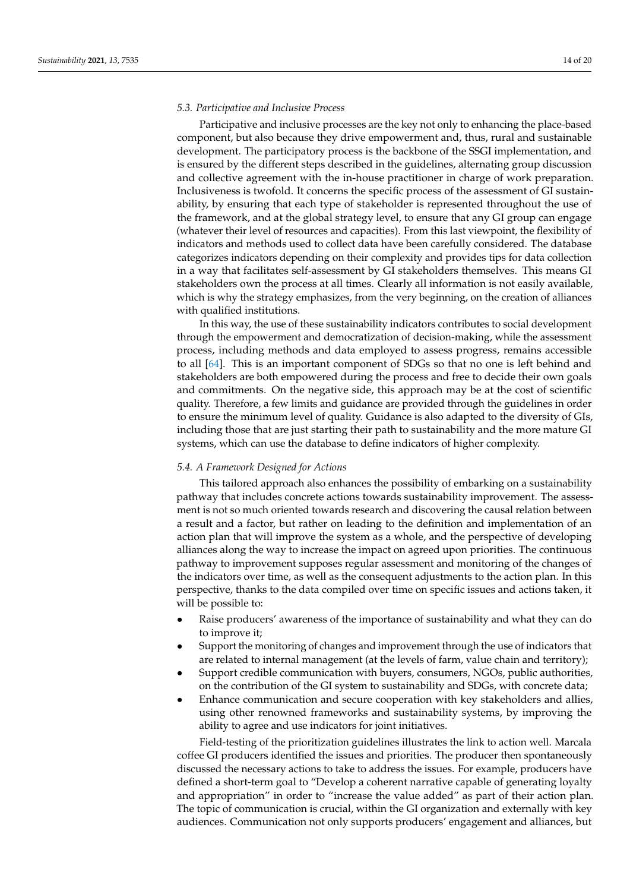### 5.3. Participative and Inclusive Process

Participative and inclusive processes are the key not only to enhancing the place-based component, but also because they drive empowerment and, thus, rural and sustainable development. The participatory process is the backbone of the SSGI implementation, and is ensured by the different steps described in the guidelines, alternating group discussion and collective agreement with the in-house practitioner in charge of work preparation. Inclusiveness is twofold. It concerns the specific process of the assessment of GI sustainability, by ensuring that each type of stakeholder is represented throughout the use of the framework, and at the global strategy level, to ensure that any GI group can engage (whatever their level of resources and capacities). From this last viewpoint, the flexibility of indicators and methods used to collect data have been carefully considered. The database categorizes indicators depending on their complexity and provides tips for data collection in a way that facilitates self-assessment by GI stakeholders themselves. This means GI stakeholders own the process at all times. Clearly all information is not easily available, which is why the strategy emphasizes, from the very beginning, on the creation of alliances with qualified institutions.

In this way, the use of these sustainability indicators contributes to social development through the empowerment and democratization of decision-making, while the assessment process, including methods and data employed to assess progress, remains accessible to all [64]. This is an important component of SDGs so that no one is left behind and stakeholders are both empowered during the process and free to decide their own goals and commitments. On the negative side, this approach may be at the cost of scientific quality. Therefore, a few limits and guidance are provided through the guidelines in order to ensure the minimum level of quality. Guidance is also adapted to the diversity of GIs, including those that are just starting their path to sustainability and the more mature GI systems, which can use the database to define indicators of higher complexity.

### 5.4. A Framework Designed for Actions

This tailored approach also enhances the possibility of embarking on a sustainability pathway that includes concrete actions towards sustainability improvement. The assessment is not so much oriented towards research and discovering the causal relation between a result and a factor, but rather on leading to the definition and implementation of an action plan that will improve the system as a whole, and the perspective of developing alliances along the way to increase the impact on agreed upon priorities. The continuous pathway to improvement supposes regular assessment and monitoring of the changes of the indicators over time, as well as the consequent adjustments to the action plan. In this perspective, thanks to the data compiled over time on specific issues and actions taken, it will be possible to:

- Raise producers' awareness of the importance of sustainability and what they can do to improve it;
- Support the monitoring of changes and improvement through the use of indicators that are related to internal management (at the levels of farm, value chain and territory);
- Support credible communication with buyers, consumers, NGOs, public authorities, on the contribution of the GI system to sustainability and SDGs, with concrete data;
- Enhance communication and secure cooperation with key stakeholders and allies, using other renowned frameworks and sustainability systems, by improving the ability to agree and use indicators for joint initiatives.

Field-testing of the prioritization guidelines illustrates the link to action well. Marcala coffee GI producers identified the issues and priorities. The producer then spontaneously discussed the necessary actions to take to address the issues. For example, producers have defined a short-term goal to "Develop a coherent narrative capable of generating loyalty and appropriation" in order to "increase the value added" as part of their action plan. The topic of communication is crucial, within the GI organization and externally with key audiences. Communication not only supports producers' engagement and alliances, but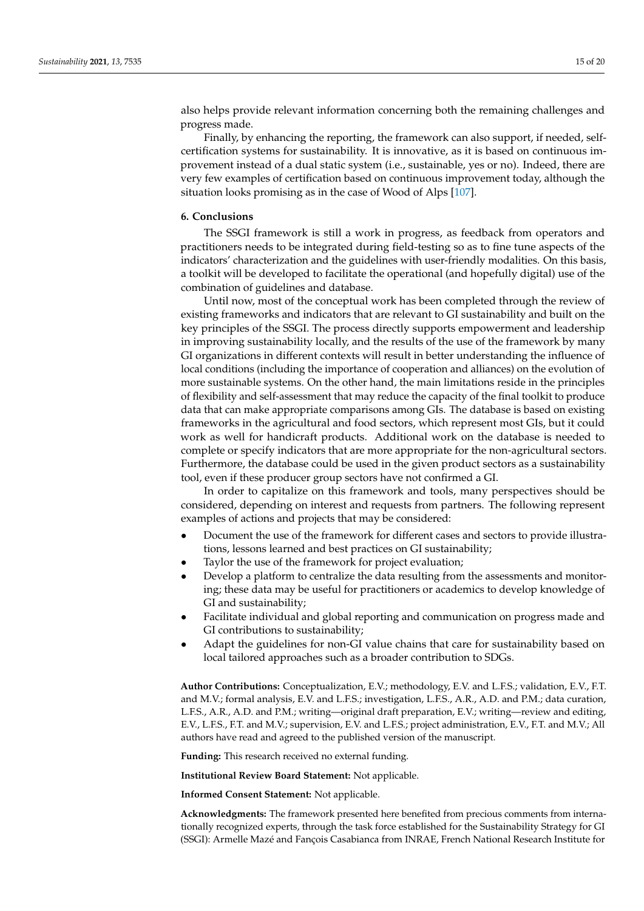also helps provide relevant information concerning both the remaining challenges and progress made.

Finally, by enhancing the reporting, the framework can also support, if needed, self-certification systems for sustainability. It is innovative, as it is based on continuous improvement instead of a dual static system (i.e., sustainable, yes or no). Indeed, there are very few examples of certification based on continuous improvement today, although the situation looks promising as in the case of Wood of Alps [107].

## 6. Conclusions

The SSGI framework is still a work in progress, as feedback from operators and practitioners needs to be integrated during field-testing so as to fine tune aspects of the indicators' characterization and the guidelines with user-friendly modalities. On this basis, a toolkit will be developed to facilitate the operational (and hopefully digital) use of the combination of guidelines and database.

Until now, most of the conceptual work has been completed through the review of existing frameworks and indicators that are relevant to GI sustainability and built on the key principles of the SSGI. The process directly supports empowerment and leadership in improving sustainability locally, and the results of the use of the framework by many GI organizations in different contexts will result in better understanding the influence of local conditions (including the importance of cooperation and alliances) on the evolution of more sustainable systems. On the other hand, the main limitations reside in the principles of flexibility and self-assessment that may reduce the capacity of the final toolkit to produce data that can make appropriate comparisons among GIs. The database is based on existing frameworks in the agricultural and food sectors, which represent most GIs, but it could work as well for handicraft products. Additional work on the database is needed to complete or specify indicators that are more appropriate for the non-agricultural sectors. Furthermore, the database could be used in the given product sectors as a sustainability tool, even if these producer group sectors have not confirmed a GI.

In order to capitalize on this framework and tools, many perspectives should be considered, depending on interest and requests from partners. The following represent examples of actions and projects that may be considered:

- Document the use of the framework for different cases and sectors to provide illustrations, lessons learned and best practices on GI sustainability;
- Taylor the use of the framework for project evaluation;
- Develop a platform to centralize the data resulting from the assessments and monitoring; these data may be useful for practitioners or academics to develop knowledge of GI and sustainability;
- Facilitate individual and global reporting and communication on progress made and GI contributions to sustainability;
- Adapt the guidelines for non-GI value chains that care for sustainability based on local tailored approaches such as a broader contribution to SDGs.

**Author Contributions:** Conceptualization, E.V.; methodology, E.V. and L.F.S.; validation, E.V., F.T. and M.V.; formal analysis, E.V. and L.F.S.; investigation, L.F.S., A.R., A.D. and P.M.; data curation, L.F.S., A.R., A.D. and P.M.; writing—original draft preparation, E.V.; writing—review and editing, E.V., L.F.S., F.T. and M.V.; supervision, E.V. and L.F.S.; project administration, E.V., F.T. and M.V.; All authors have read and agreed to the published version of the manuscript.

**Funding:** This research received no external funding.

**Institutional Review Board Statement:** Not applicable.

**Informed Consent Statement:** Not applicable.

**Acknowledgments:** The framework presented here benefited from precious comments from internationally recognized experts, through the task force established for the Sustainability Strategy for GI (SSGI): Armelle Mazé and Fançois Casabianca from INRAE, French National Research Institute for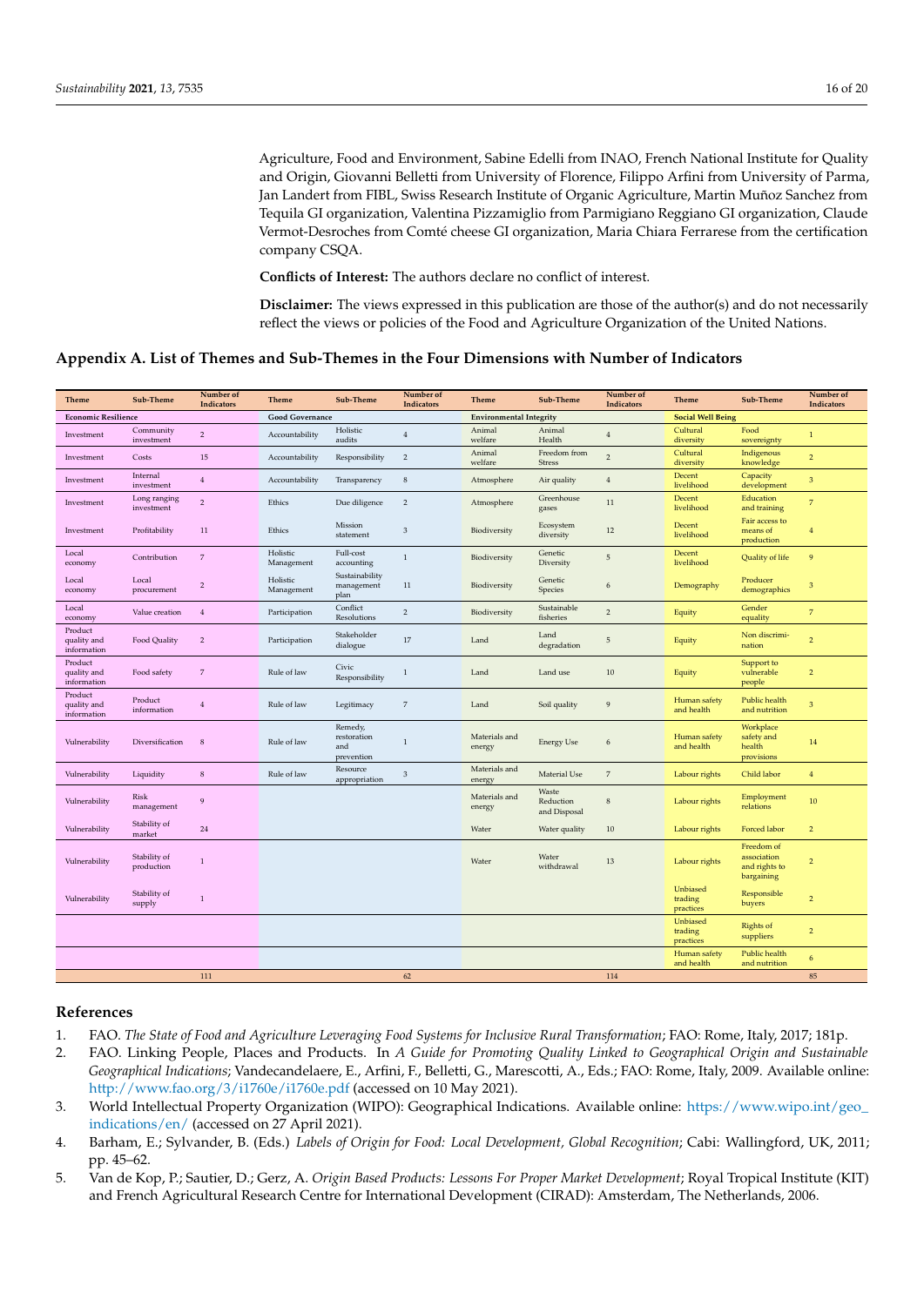Agriculture, Food and Environment, Sabine Edelli from INAO, French National Institute for Quality and Origin, Giovanni Belletti from University of Florence, Filippo Arfini from University of Parma, Jan Landert from FIBL, Swiss Research Institute of Organic Agriculture, Martin Muñoz Sanchez from Tequila GI organization, Valentina Pizzamiglio from Parmigiano Reggiano GI organization, Claude Vermot-Desroches from Comté cheese GI organization, Maria Chiara Ferrarese from the certification company CSQA.

**Conflicts of Interest:** The authors declare no conflict of interest.

**Disclaimer:** The views expressed in this publication are those of the author(s) and do not necessarily reflect the views or policies of the Food and Agriculture Organization of the United Nations.

## Appendix A. List of Themes and Sub-Themes in the Four Dimensions with Number of Indicators

| Theme | Sub-Theme | Number of Indicators | Theme | Sub-Theme | Number of Indicators | Theme | Sub-Theme | Number of Indicators | Theme | Sub-Theme | Number of Indicators |
|---|---|---|---|---|---|---|---|---|---|---|---|
| **Economic Resilience** | | | **Good Governance** | | | **Environmental Integrity** | | | **Social Well Being** | | |
| Investment | Community investment | 2 | Accountability | Holistic audits | 4 | Animal welfare | Animal Health | 4 | Cultural diversity | Food sovereignty | 1 |
| Investment | Costs | 15 | Accountability | Responsibility | 2 | Animal welfare | Freedom from Stress | 2 | Cultural diversity | Indigenous knowledge | 2 |
| Investment | Internal investment | 4 | Accountability | Transparency | 8 | Atmosphere | Air quality | 4 | Decent livelihood | Capacity development | 3 |
| Investment | Long ranging investment | 2 | Ethics | Due diligence | 2 | Atmosphere | Greenhouse gases | 11 | Decent livelihood | Education and training | 7 |
| Investment | Profitability | 11 | Ethics | Mission statement | 3 | Biodiversity | Ecosystem diversity | 12 | Decent livelihood | Fair access to means of production | 4 |
| Local economy | Contribution | 7 | Holistic Management | Full-cost accounting | 1 | Biodiversity | Genetic Diversity | 5 | Decent livelihood | Quality of life | 9 |
| Local economy | Local procurement | 2 | Holistic Management | Sustainability management plan | 11 | Biodiversity | Genetic Species | 6 | Demography | Producer demographics | 3 |
| Local economy | Value creation | 4 | Participation | Conflict Resolutions | 2 | Biodiversity | Sustainable fisheries | 2 | Equity | Gender equality | 7 |
| Product quality and information | Food Quality | 2 | Participation | Stakeholder dialogue | 17 | Land | Land degradation | 5 | Equity | Non discrimination | 2 |
| Product quality and information | Food safety | 7 | Rule of law | Civic Responsibility | 1 | Land | Land use | 10 | Equity | Support to vulnerable people | 2 |
| Product quality and information | Product information | 4 | Rule of law | Legitimacy | 7 | Land | Soil quality | 9 | Human safety and health | Public health and nutrition | 3 |
| Vulnerability | Diversification | 8 | Rule of law | Remedy, restoration and prevention | 1 | Materials and energy | Energy Use | 6 | Human safety and health | Workplace safety and health provisions | 14 |
| Vulnerability | Liquidity | 8 | Rule of law | Resource appropriation | 3 | Materials and energy | Material Use | 7 | Labour rights | Child labor | 4 |
| Vulnerability | Risk management | 9 | | | | Materials and energy | Waste Reduction and Disposal | 8 | Labour rights | Employment relations | 10 |
| Vulnerability | Stability of market | 24 | | | | Water | Water quality | 10 | Labour rights | Forced labor | 2 |
| Vulnerability | Stability of production | 1 | | | | Water | Water withdrawal | 13 | Labour rights | Freedom of association and rights to bargaining | 2 |
| Vulnerability | Stability of supply | 1 | | | | | | | Unbiased trading practices | Responsible buyers | 2 |
| | | | | | | | | | Unbiased trading practices | Rights of suppliers | 2 |
| | | | | | | | | | Human safety and health | Public health and nutrition | 6 |
| | | 111 | | | 62 | | | 114 | | | 85 |

## References

1. FAO. *The State of Food and Agriculture Leveraging Food Systems for Inclusive Rural Transformation*; FAO: Rome, Italy, 2017; 181p.
2. FAO. Linking People, Places and Products. In *A Guide for Promoting Quality Linked to Geographical Origin and Sustainable Geographical Indications*; Vandecandelaere, E., Arfini, F., Belletti, G., Marescotti, A., Eds.; FAO: Rome, Italy, 2009. Available online: http://www.fao.org/3/i1760e/i1760e.pdf (accessed on 10 May 2021).
3. World Intellectual Property Organization (WIPO): Geographical Indications. Available online: https://www.wipo.int/geo_indications/en/ (accessed on 27 April 2021).
4. Barham, E.; Sylvander, B. (Eds.) *Labels of Origin for Food: Local Development, Global Recognition*; Cabi: Wallingford, UK, 2011; pp. 45–62.
5. Van de Kop, P.; Sautier, D.; Gerz, A. *Origin Based Products: Lessons For Proper Market Development*; Royal Tropical Institute (KIT) and French Agricultural Research Centre for International Development (CIRAD): Amsterdam, The Netherlands, 2006.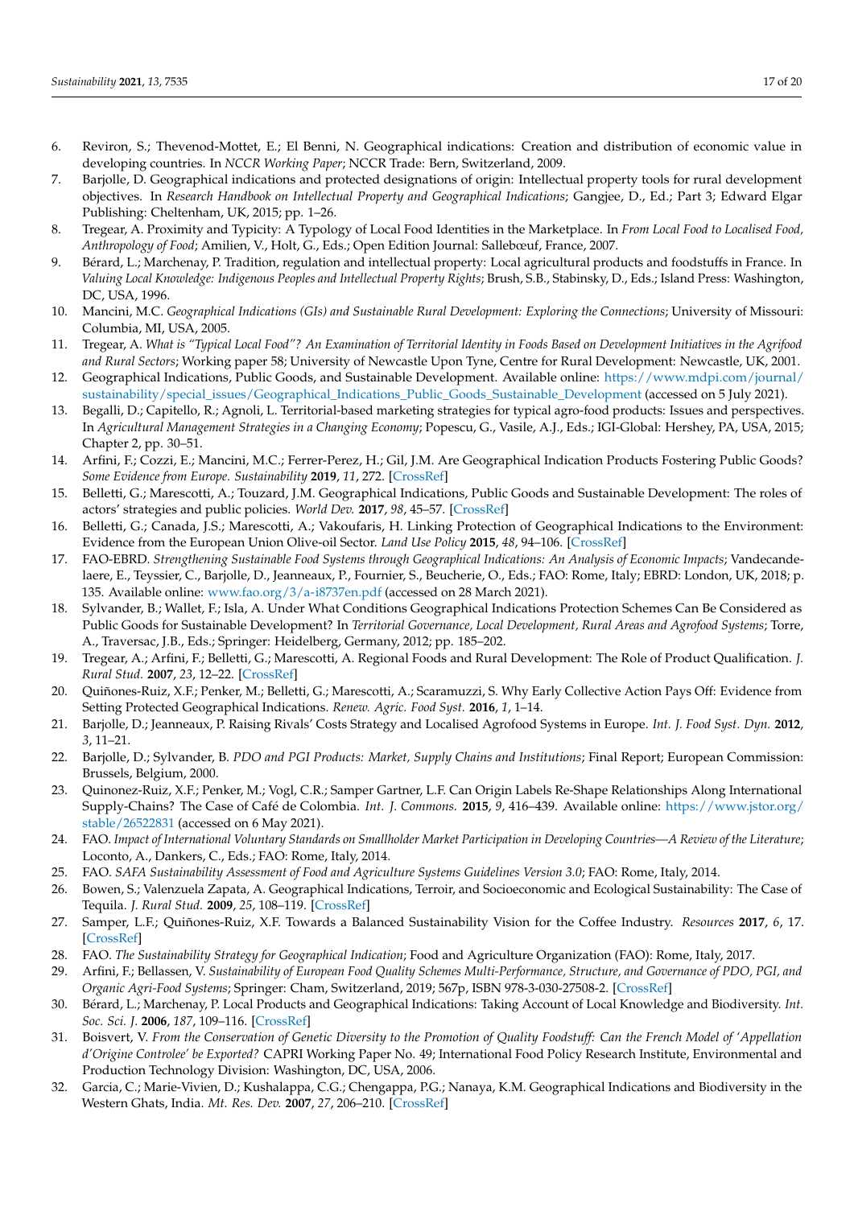6. Reviron, S.; Thevenod-Mottet, E.; El Benni, N. Geographical indications: Creation and distribution of economic value in developing countries. In *NCCR Working Paper*; NCCR Trade: Bern, Switzerland, 2009.
7. Barjolle, D. Geographical indications and protected designations of origin: Intellectual property tools for rural development objectives. In *Research Handbook on Intellectual Property and Geographical Indications*; Gangjee, D., Ed.; Part 3; Edward Elgar Publishing: Cheltenham, UK, 2015; pp. 1–26.
8. Tregear, A. Proximity and Typicity: A Typology of Local Food Identities in the Marketplace. In *From Local Food to Localised Food, Anthropology of Food*; Amilien, V., Holt, G., Eds.; Open Edition Journal: Sallebœuf, France, 2007.
9. Bérard, L.; Marchenay, P. Tradition, regulation and intellectual property: Local agricultural products and foodstuffs in France. In *Valuing Local Knowledge: Indigenous Peoples and Intellectual Property Rights*; Brush, S.B., Stabinsky, D., Eds.; Island Press: Washington, DC, USA, 1996.
10. Mancini, M.C. *Geographical Indications (GIs) and Sustainable Rural Development: Exploring the Connections*; University of Missouri: Columbia, MI, USA, 2005.
11. Tregear, A. *What is "Typical Local Food"? An Examination of Territorial Identity in Foods Based on Development Initiatives in the Agrifood and Rural Sectors*; Working paper 58; University of Newcastle Upon Tyne, Centre for Rural Development: Newcastle, UK, 2001.
12. Geographical Indications, Public Goods, and Sustainable Development. Available online: https://www.mdpi.com/journal/sustainability/special_issues/Geographical_Indications_Public_Goods_Sustainable_Development (accessed on 5 July 2021).
13. Begalli, D.; Capitello, R.; Agnoli, L. Territorial-based marketing strategies for typical agro-food products: Issues and perspectives. In *Agricultural Management Strategies in a Changing Economy*; Popescu, G., Vasile, A.J., Eds.; IGI-Global: Hershey, PA, USA, 2015; Chapter 2, pp. 30–51.
14. Arfini, F.; Cozzi, E.; Mancini, M.C.; Ferrer-Perez, H.; Gil, J.M. Are Geographical Indication Products Fostering Public Goods? *Some Evidence from Europe. Sustainability* **2019**, *11*, 272. [CrossRef]
15. Belletti, G.; Marescotti, A.; Touzard, J.M. Geographical Indications, Public Goods and Sustainable Development: The roles of actors' strategies and public policies. *World Dev.* **2017**, *98*, 45–57. [CrossRef]
16. Belletti, G.; Canada, J.S.; Marescotti, A.; Vakoufaris, H. Linking Protection of Geographical Indications to the Environment: Evidence from the European Union Olive-oil Sector. *Land Use Policy* **2015**, *48*, 94–106. [CrossRef]
17. FAO-EBRD. *Strengthening Sustainable Food Systems through Geographical Indications: An Analysis of Economic Impacts*; Vandecandelaere, E., Teyssier, C., Barjolle, D., Jeanneaux, P., Fournier, S., Beucherie, O., Eds.; FAO: Rome, Italy; EBRD: London, UK, 2018; p. 135. Available online: www.fao.org/3/a-i8737en.pdf (accessed on 28 March 2021).
18. Sylvander, B.; Wallet, F.; Isla, A. Under What Conditions Geographical Indications Protection Schemes Can Be Considered as Public Goods for Sustainable Development? In *Territorial Governance, Local Development, Rural Areas and Agrofood Systems*; Torre, A., Traversac, J.B., Eds.; Springer: Heidelberg, Germany, 2012; pp. 185–202.
19. Tregear, A.; Arfini, F.; Belletti, G.; Marescotti, A. Regional Foods and Rural Development: The Role of Product Qualification. *J. Rural Stud.* **2007**, *23*, 12–22. [CrossRef]
20. Quiñones-Ruiz, X.F.; Penker, M.; Belletti, G.; Marescotti, A.; Scaramuzzi, S. Why Early Collective Action Pays Off: Evidence from Setting Protected Geographical Indications. *Renew. Agric. Food Syst.* **2016**, *1*, 1–14.
21. Barjolle, D.; Jeanneaux, P. Raising Rivals' Costs Strategy and Localised Agrofood Systems in Europe. *Int. J. Food Syst. Dyn.* **2012**, *3*, 11–21.
22. Barjolle, D.; Sylvander, B. *PDO and PGI Products: Market, Supply Chains and Institutions*; Final Report; European Commission: Brussels, Belgium, 2000.
23. Quinonez-Ruiz, X.F.; Penker, M.; Vogl, C.R.; Samper Gartner, L.F. Can Origin Labels Re-Shape Relationships Along International Supply-Chains? The Case of Café de Colombia. *Int. J. Commons.* **2015**, *9*, 416–439. Available online: https://www.jstor.org/stable/26522831 (accessed on 6 May 2021).
24. FAO. *Impact of International Voluntary Standards on Smallholder Market Participation in Developing Countries—A Review of the Literature*; Loconto, A., Dankers, C., Eds.; FAO: Rome, Italy, 2014.
25. FAO. *SAFA Sustainability Assessment of Food and Agriculture Systems Guidelines Version 3.0*; FAO: Rome, Italy, 2014.
26. Bowen, S.; Valenzuela Zapata, A. Geographical Indications, Terroir, and Socioeconomic and Ecological Sustainability: The Case of Tequila. *J. Rural Stud.* **2009**, *25*, 108–119. [CrossRef]
27. Samper, L.F.; Quiñones-Ruiz, X.F. Towards a Balanced Sustainability Vision for the Coffee Industry. *Resources* **2017**, *6*, 17. [CrossRef]
28. FAO. *The Sustainability Strategy for Geographical Indication*; Food and Agriculture Organization (FAO): Rome, Italy, 2017.
29. Arfini, F.; Bellassen, V. *Sustainability of European Food Quality Schemes Multi-Performance, Structure, and Governance of PDO, PGI, and Organic Agri-Food Systems*; Springer: Cham, Switzerland, 2019; 567p, ISBN 978-3-030-27508-2. [CrossRef]
30. Bérard, L.; Marchenay, P. Local Products and Geographical Indications: Taking Account of Local Knowledge and Biodiversity. *Int. Soc. Sci. J.* **2006**, *187*, 109–116. [CrossRef]
31. Boisvert, V. *From the Conservation of Genetic Diversity to the Promotion of Quality Foodstuff: Can the French Model of 'Appellation d'Origine Controlee' be Exported?* CAPRI Working Paper No. 49; International Food Policy Research Institute, Environmental and Production Technology Division: Washington, DC, USA, 2006.
32. Garcia, C.; Marie-Vivien, D.; Kushalappa, C.G.; Chengappa, P.G.; Nanaya, K.M. Geographical Indications and Biodiversity in the Western Ghats, India. *Mt. Res. Dev.* **2007**, *27*, 206–210. [CrossRef]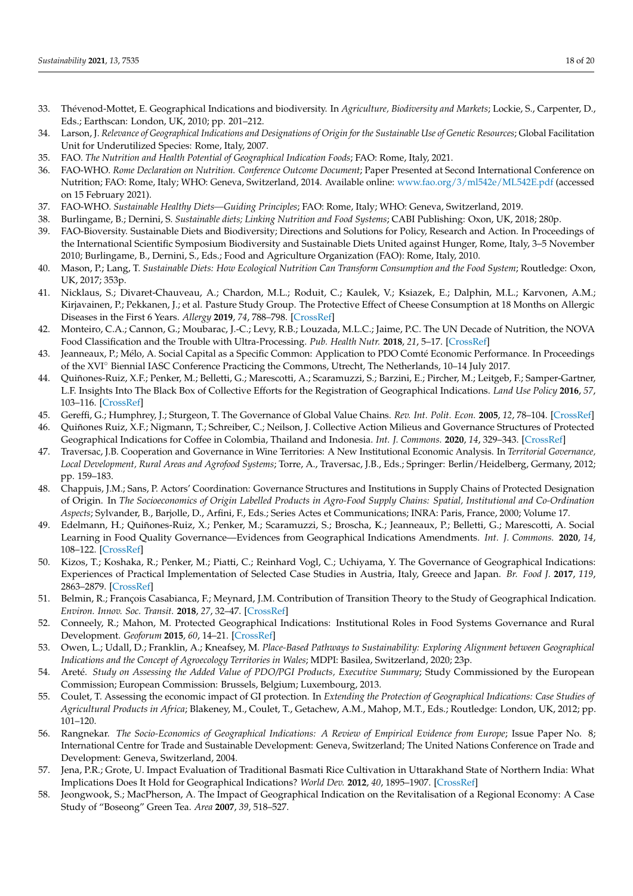33. Thévenod-Mottet, E. Geographical Indications and biodiversity. In *Agriculture, Biodiversity and Markets*; Lockie, S., Carpenter, D., Eds.; Earthscan: London, UK, 2010; pp. 201–212.
34. Larson, J. *Relevance of Geographical Indications and Designations of Origin for the Sustainable Use of Genetic Resources*; Global Facilitation Unit for Underutilized Species: Rome, Italy, 2007.
35. FAO. *The Nutrition and Health Potential of Geographical Indication Foods*; FAO: Rome, Italy, 2021.
36. FAO-WHO. *Rome Declaration on Nutrition. Conference Outcome Document*; Paper Presented at Second International Conference on Nutrition; FAO: Rome, Italy; WHO: Geneva, Switzerland, 2014. Available online: www.fao.org/3/ml542e/ML542E.pdf (accessed on 15 February 2021).
37. FAO-WHO. *Sustainable Healthy Diets—Guiding Principles*; FAO: Rome, Italy; WHO: Geneva, Switzerland, 2019.
38. Burlingame, B.; Dernini, S. *Sustainable diets; Linking Nutrition and Food Systems*; CABI Publishing: Oxon, UK, 2018; 280p.
39. FAO-Bioversity. Sustainable Diets and Biodiversity; Directions and Solutions for Policy, Research and Action. In Proceedings of the International Scientific Symposium Biodiversity and Sustainable Diets United against Hunger, Rome, Italy, 3–5 November 2010; Burlingame, B., Dernini, S., Eds.; Food and Agriculture Organization (FAO): Rome, Italy, 2010.
40. Mason, P.; Lang, T. *Sustainable Diets: How Ecological Nutrition Can Transform Consumption and the Food System*; Routledge: Oxon, UK, 2017; 353p.
41. Nicklaus, S.; Divaret-Chauveau, A.; Chardon, M.L.; Roduit, C.; Kaulek, V.; Ksiazek, E.; Dalphin, M.L.; Karvonen, A.M.; Kirjavainen, P.; Pekkanen, J.; et al. Pasture Study Group. The Protective Effect of Cheese Consumption at 18 Months on Allergic Diseases in the First 6 Years. *Allergy* **2019**, *74*, 788–798. [CrossRef]
42. Monteiro, C.A.; Cannon, G.; Moubarac, J.-C.; Levy, R.B.; Louzada, M.L.C.; Jaime, P.C. The UN Decade of Nutrition, the NOVA Food Classification and the Trouble with Ultra-Processing. *Pub. Health Nutr.* **2018**, *21*, 5–17. [CrossRef]
43. Jeanneaux, P.; Mélo, A. Social Capital as a Specific Common: Application to PDO Comté Economic Performance. In Proceedings of the XVI° Biennial IASC Conference Practicing the Commons, Utrecht, The Netherlands, 10–14 July 2017.
44. Quiñones-Ruiz, X.F.; Penker, M.; Belletti, G.; Marescotti, A.; Scaramuzzi, S.; Barzini, E.; Pircher, M.; Leitgeb, F.; Samper-Gartner, L.F. Insights Into The Black Box of Collective Efforts for the Registration of Geographical Indications. *Land Use Policy* **2016**, *57*, 103–116. [CrossRef]
45. Gereffi, G.; Humphrey, J.; Sturgeon, T. The Governance of Global Value Chains. *Rev. Int. Polit. Econ.* **2005**, *12*, 78–104. [CrossRef]
46. Quiñones Ruiz, X.F.; Nigmann, T.; Schreiber, C.; Neilson, J. Collective Action Milieus and Governance Structures of Protected Geographical Indications for Coffee in Colombia, Thailand and Indonesia. *Int. J. Commons.* **2020**, *14*, 329–343. [CrossRef]
47. Traversac, J.B. Cooperation and Governance in Wine Territories: A New Institutional Economic Analysis. In *Territorial Governance, Local Development, Rural Areas and Agrofood Systems*; Torre, A., Traversac, J.B., Eds.; Springer: Berlin/Heidelberg, Germany, 2012; pp. 159–183.
48. Chappuis, J.M.; Sans, P. Actors' Coordination: Governance Structures and Institutions in Supply Chains of Protected Designation of Origin. In *The Socioeconomics of Origin Labelled Products in Agro-Food Supply Chains: Spatial, Institutional and Co-Ordination Aspects*; Sylvander, B., Barjolle, D., Arfini, F., Eds.; Series Actes et Communications; INRA: Paris, France, 2000; Volume 17.
49. Edelmann, H.; Quiñones-Ruiz, X.; Penker, M.; Scaramuzzi, S.; Broscha, K.; Jeanneaux, P.; Belletti, G.; Marescotti, A. Social Learning in Food Quality Governance—Evidences from Geographical Indications Amendments. *Int. J. Commons.* **2020**, *14*, 108–122. [CrossRef]
50. Kizos, T.; Koshaka, R.; Penker, M.; Piatti, C.; Reinhard Vogl, C.; Uchiyama, Y. The Governance of Geographical Indications: Experiences of Practical Implementation of Selected Case Studies in Austria, Italy, Greece and Japan. *Br. Food J.* **2017**, *119*, 2863–2879. [CrossRef]
51. Belmin, R.; François Casabianca, F.; Meynard, J.M. Contribution of Transition Theory to the Study of Geographical Indication. *Environ. Innov. Soc. Transit.* **2018**, *27*, 32–47. [CrossRef]
52. Conneely, R.; Mahon, M. Protected Geographical Indications: Institutional Roles in Food Systems Governance and Rural Development. *Geoforum* **2015**, *60*, 14–21. [CrossRef]
53. Owen, L.; Udall, D.; Franklin, A.; Kneafsey, M. *Place-Based Pathways to Sustainability: Exploring Alignment between Geographical Indications and the Concept of Agroecology Territories in Wales*; MDPI: Basilea, Switzerland, 2020; 23p.
54. Areté. *Study on Assessing the Added Value of PDO/PGI Products, Executive Summary*; Study Commissioned by the European Commission; European Commission: Brussels, Belgium; Luxembourg, 2013.
55. Coulet, T. Assessing the economic impact of GI protection. In *Extending the Protection of Geographical Indications: Case Studies of Agricultural Products in Africa*; Blakeney, M., Coulet, T., Getachew, A.M., Mahop, M.T., Eds.; Routledge: London, UK, 2012; pp. 101–120.
56. Rangnekar. *The Socio-Economics of Geographical Indications: A Review of Empirical Evidence from Europe*; Issue Paper No. 8; International Centre for Trade and Sustainable Development: Geneva, Switzerland; The United Nations Conference on Trade and Development: Geneva, Switzerland, 2004.
57. Jena, P.R.; Grote, U. Impact Evaluation of Traditional Basmati Rice Cultivation in Uttarakhand State of Northern India: What Implications Does It Hold for Geographical Indications? *World Dev.* **2012**, *40*, 1895–1907. [CrossRef]
58. Jeongwook, S.; MacPherson, A. The Impact of Geographical Indication on the Revitalisation of a Regional Economy: A Case Study of "Boseong" Green Tea. *Area* **2007**, *39*, 518–527.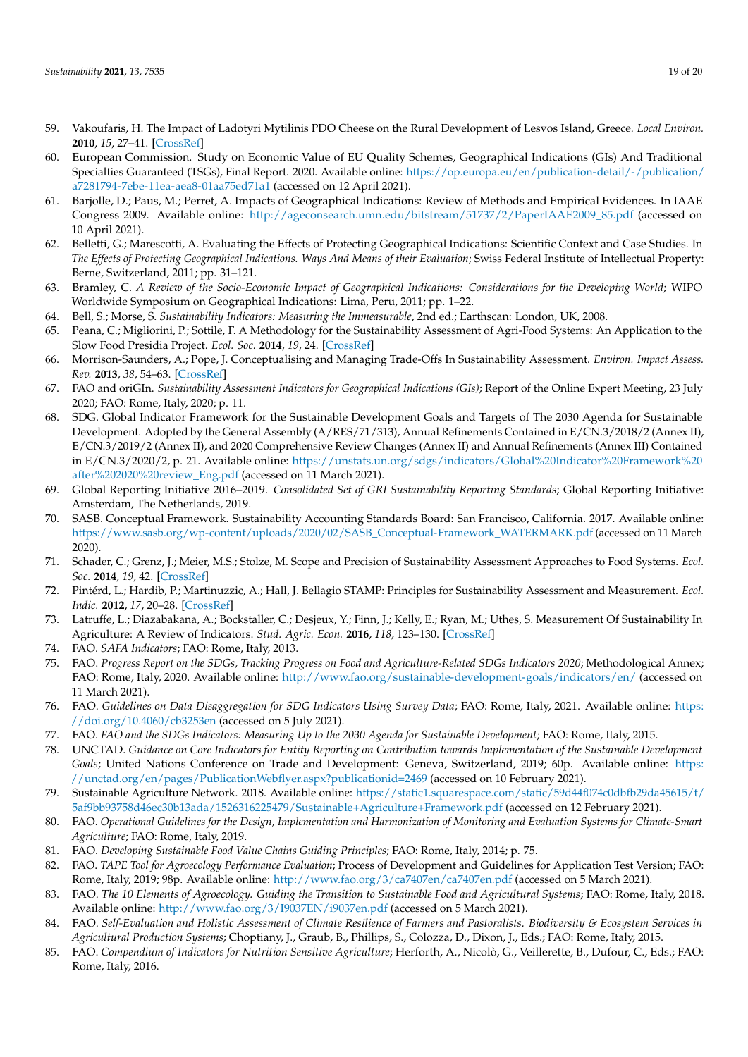59. Vakoufaris, H. The Impact of Ladotyri Mytilinis PDO Cheese on the Rural Development of Lesvos Island, Greece. *Local Environ.* **2010**, *15*, 27–41. [CrossRef]
60. European Commission. Study on Economic Value of EU Quality Schemes, Geographical Indications (GIs) And Traditional Specialties Guaranteed (TSGs), Final Report. 2020. Available online: https://op.europa.eu/en/publication-detail/-/publication/a7281794-7ebe-11ea-aea8-01aa75ed71a1 (accessed on 12 April 2021).
61. Barjolle, D.; Paus, M.; Perret, A. Impacts of Geographical Indications: Review of Methods and Empirical Evidences. In IAAE Congress 2009. Available online: http://ageconsearch.umn.edu/bitstream/51737/2/PaperIAAE2009_85.pdf (accessed on 10 April 2021).
62. Belletti, G.; Marescotti, A. Evaluating the Effects of Protecting Geographical Indications: Scientific Context and Case Studies. In *The Effects of Protecting Geographical Indications. Ways And Means of their Evaluation*; Swiss Federal Institute of Intellectual Property: Berne, Switzerland, 2011; pp. 31–121.
63. Bramley, C. *A Review of the Socio-Economic Impact of Geographical Indications: Considerations for the Developing World*; WIPO Worldwide Symposium on Geographical Indications: Lima, Peru, 2011; pp. 1–22.
64. Bell, S.; Morse, S. *Sustainability Indicators: Measuring the Immeasurable*, 2nd ed.; Earthscan: London, UK, 2008.
65. Peana, C.; Migliorini, P.; Sottile, F. A Methodology for the Sustainability Assessment of Agri-Food Systems: An Application to the Slow Food Presidia Project. *Ecol. Soc.* **2014**, *19*, 24. [CrossRef]
66. Morrison-Saunders, A.; Pope, J. Conceptualising and Managing Trade-Offs In Sustainability Assessment. *Environ. Impact Assess. Rev.* **2013**, *38*, 54–63. [CrossRef]
67. FAO and oriGIn. *Sustainability Assessment Indicators for Geographical Indications (GIs)*; Report of the Online Expert Meeting, 23 July 2020; FAO: Rome, Italy, 2020; p. 11.
68. SDG. Global Indicator Framework for the Sustainable Development Goals and Targets of The 2030 Agenda for Sustainable Development. Adopted by the General Assembly (A/RES/71/313), Annual Refinements Contained in E/CN.3/2018/2 (Annex II), E/CN.3/2019/2 (Annex II), and 2020 Comprehensive Review Changes (Annex II) and Annual Refinements (Annex III) Contained in E/CN.3/2020/2, p. 21. Available online: https://unstats.un.org/sdgs/indicators/Global%20Indicator%20Framework%20after%202020%20review_Eng.pdf (accessed on 11 March 2021).
69. Global Reporting Initiative 2016–2019. *Consolidated Set of GRI Sustainability Reporting Standards*; Global Reporting Initiative: Amsterdam, The Netherlands, 2019.
70. SASB. Conceptual Framework. Sustainability Accounting Standards Board: San Francisco, California. 2017. Available online: https://www.sasb.org/wp-content/uploads/2020/02/SASB_Conceptual-Framework_WATERMARK.pdf (accessed on 11 March 2020).
71. Schader, C.; Grenz, J.; Meier, M.S.; Stolze, M. Scope and Precision of Sustainability Assessment Approaches to Food Systems. *Ecol. Soc.* **2014**, *19*, 42. [CrossRef]
72. Pintérd, L.; Hardib, P.; Martinuzzic, A.; Hall, J. Bellagio STAMP: Principles for Sustainability Assessment and Measurement. *Ecol. Indic.* **2012**, *17*, 20–28. [CrossRef]
73. Latruffe, L.; Diazabakana, A.; Bockstaller, C.; Desjeux, Y.; Finn, J.; Kelly, E.; Ryan, M.; Uthes, S. Measurement Of Sustainability In Agriculture: A Review of Indicators. *Stud. Agric. Econ.* **2016**, *118*, 123–130. [CrossRef]
74. FAO. *SAFA Indicators*; FAO: Rome, Italy, 2013.
75. FAO. *Progress Report on the SDGs, Tracking Progress on Food and Agriculture-Related SDGs Indicators 2020*; Methodological Annex; FAO: Rome, Italy, 2020. Available online: http://www.fao.org/sustainable-development-goals/indicators/en/ (accessed on 11 March 2021).
76. FAO. *Guidelines on Data Disaggregation for SDG Indicators Using Survey Data*; FAO: Rome, Italy, 2021. Available online: https://doi.org/10.4060/cb3253en (accessed on 5 July 2021).
77. FAO. *FAO and the SDGs Indicators: Measuring Up to the 2030 Agenda for Sustainable Development*; FAO: Rome, Italy, 2015.
78. UNCTAD. *Guidance on Core Indicators for Entity Reporting on Contribution towards Implementation of the Sustainable Development Goals*; United Nations Conference on Trade and Development: Geneva, Switzerland, 2019; 60p. Available online: https://unctad.org/en/pages/PublicationWebflyer.aspx?publicationid=2469 (accessed on 10 February 2021).
79. Sustainable Agriculture Network. 2018. Available online: https://static1.squarespace.com/static/59d44f074c0dbfb29da45615/t/5af9bb93758d46ec30b13ada/1526316225479/Sustainable+Agriculture+Framework.pdf (accessed on 12 February 2021).
80. FAO. *Operational Guidelines for the Design, Implementation and Harmonization of Monitoring and Evaluation Systems for Climate-Smart Agriculture*; FAO: Rome, Italy, 2019.
81. FAO. *Developing Sustainable Food Value Chains Guiding Principles*; FAO: Rome, Italy, 2014; p. 75.
82. FAO. *TAPE Tool for Agroecology Performance Evaluation*; Process of Development and Guidelines for Application Test Version; FAO: Rome, Italy, 2019; 98p. Available online: http://www.fao.org/3/ca7407en/ca7407en.pdf (accessed on 5 March 2021).
83. FAO. *The 10 Elements of Agroecology. Guiding the Transition to Sustainable Food and Agricultural Systems*; FAO: Rome, Italy, 2018. Available online: http://www.fao.org/3/I9037EN/i9037en.pdf (accessed on 5 March 2021).
84. FAO. *Self-Evaluation and Holistic Assessment of Climate Resilience of Farmers and Pastoralists. Biodiversity & Ecosystem Services in Agricultural Production Systems*; Choptiany, J., Graub, B., Phillips, S., Colozza, D., Dixon, J., Eds.; FAO: Rome, Italy, 2015.
85. FAO. *Compendium of Indicators for Nutrition Sensitive Agriculture*; Herforth, A., Nicolò, G., Veillerette, B., Dufour, C., Eds.; FAO: Rome, Italy, 2016.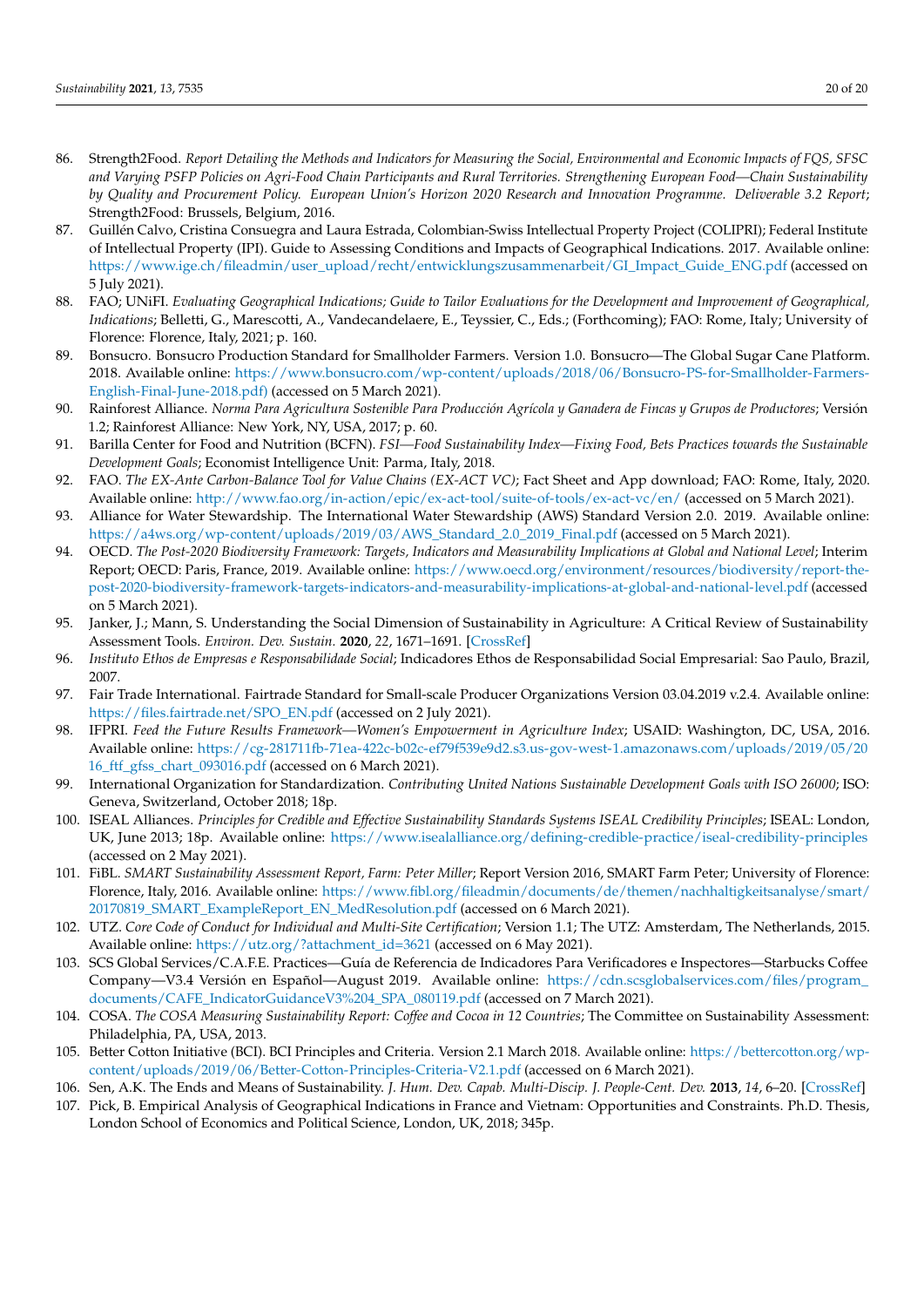86. Strength2Food. *Report Detailing the Methods and Indicators for Measuring the Social, Environmental and Economic Impacts of FQS, SFSC and Varying PSFP Policies on Agri-Food Chain Participants and Rural Territories. Strengthening European Food—Chain Sustainability by Quality and Procurement Policy. European Union's Horizon 2020 Research and Innovation Programme. Deliverable 3.2 Report*; Strength2Food: Brussels, Belgium, 2016.
87. Guillén Calvo, Cristina Consuegra and Laura Estrada, Colombian-Swiss Intellectual Property Project (COLIPRI); Federal Institute of Intellectual Property (IPI). Guide to Assessing Conditions and Impacts of Geographical Indications. 2017. Available online: https://www.ige.ch/fileadmin/user_upload/recht/entwicklungszusammenarbeit/GI_Impact_Guide_ENG.pdf (accessed on 5 July 2021).
88. FAO; UNiFI. *Evaluating Geographical Indications; Guide to Tailor Evaluations for the Development and Improvement of Geographical, Indications*; Belletti, G., Marescotti, A., Vandecandelaere, E., Teyssier, C., Eds.; (Forthcoming); FAO: Rome, Italy; University of Florence: Florence, Italy, 2021; p. 160.
89. Bonsucro. Bonsucro Production Standard for Smallholder Farmers. Version 1.0. Bonsucro—The Global Sugar Cane Platform. 2018. Available online: https://www.bonsucro.com/wp-content/uploads/2018/06/Bonsucro-PS-for-Smallholder-Farmers-English-Final-June-2018.pdf) (accessed on 5 March 2021).
90. Rainforest Alliance. *Norma Para Agricultura Sostenible Para Producción Agrícola y Ganadera de Fincas y Grupos de Productores*; Versión 1.2; Rainforest Alliance: New York, NY, USA, 2017; p. 60.
91. Barilla Center for Food and Nutrition (BCFN). *FSI—Food Sustainability Index—Fixing Food, Bets Practices towards the Sustainable Development Goals*; Economist Intelligence Unit: Parma, Italy, 2018.
92. FAO. *The EX-Ante Carbon-Balance Tool for Value Chains (EX-ACT VC)*; Fact Sheet and App download; FAO: Rome, Italy, 2020. Available online: http://www.fao.org/in-action/epic/ex-act-tool/suite-of-tools/ex-act-vc/en/ (accessed on 5 March 2021).
93. Alliance for Water Stewardship. The International Water Stewardship (AWS) Standard Version 2.0. 2019. Available online: https://a4ws.org/wp-content/uploads/2019/03/AWS_Standard_2.0_2019_Final.pdf (accessed on 5 March 2021).
94. OECD. *The Post-2020 Biodiversity Framework: Targets, Indicators and Measurability Implications at Global and National Level*; Interim Report; OECD: Paris, France, 2019. Available online: https://www.oecd.org/environment/resources/biodiversity/report-the-post-2020-biodiversity-framework-targets-indicators-and-measurability-implications-at-global-and-national-level.pdf (accessed on 5 March 2021).
95. Janker, J.; Mann, S. Understanding the Social Dimension of Sustainability in Agriculture: A Critical Review of Sustainability Assessment Tools. *Environ. Dev. Sustain.* **2020**, *22*, 1671–1691. [CrossRef]
96. *Instituto Ethos de Empresas e Responsabilidade Social*; Indicadores Ethos de Responsabilidad Social Empresarial: Sao Paulo, Brazil, 2007.
97. Fair Trade International. Fairtrade Standard for Small-scale Producer Organizations Version 03.04.2019 v.2.4. Available online: https://files.fairtrade.net/SPO_EN.pdf (accessed on 2 July 2021).
98. IFPRI. *Feed the Future Results Framework—Women's Empowerment in Agriculture Index*; USAID: Washington, DC, USA, 2016. Available online: https://cg-281711fb-71ea-422c-b02c-ef79f539e9d2.s3.us-gov-west-1.amazonaws.com/uploads/2019/05/2016_ftf_gfss_chart_093016.pdf (accessed on 6 March 2021).
99. International Organization for Standardization. *Contributing United Nations Sustainable Development Goals with ISO 26000*; ISO: Geneva, Switzerland, October 2018; 18p.
100. ISEAL Alliances. *Principles for Credible and Effective Sustainability Standards Systems ISEAL Credibility Principles*; ISEAL: London, UK, June 2013; 18p. Available online: https://www.isealalliance.org/defining-credible-practice/iseal-credibility-principles (accessed on 2 May 2021).
101. FiBL. *SMART Sustainability Assessment Report, Farm: Peter Miller*; Report Version 2016, SMART Farm Peter; University of Florence: Florence, Italy, 2016. Available online: https://www.fibl.org/fileadmin/documents/de/themen/nachhaltigkeitsanalyse/smart/20170819_SMART_ExampleReport_EN_MedResolution.pdf (accessed on 6 March 2021).
102. UTZ. *Core Code of Conduct for Individual and Multi-Site Certification*; Version 1.1; The UTZ: Amsterdam, The Netherlands, 2015. Available online: https://utz.org/?attachment_id=3621 (accessed on 6 May 2021).
103. SCS Global Services/C.A.F.E. Practices—Guía de Referencia de Indicadores Para Verificadores e Inspectores—Starbucks Coffee Company—V3.4 Versión en Español—August 2019. Available online: https://cdn.scsglobalservices.com/files/program_documents/CAFE_IndicatorGuidanceV3%204_SPA_080119.pdf (accessed on 7 March 2021).
104. COSA. *The COSA Measuring Sustainability Report: Coffee and Cocoa in 12 Countries*; The Committee on Sustainability Assessment: Philadelphia, PA, USA, 2013.
105. Better Cotton Initiative (BCI). BCI Principles and Criteria. Version 2.1 March 2018. Available online: https://bettercotton.org/wp-content/uploads/2019/06/Better-Cotton-Principles-Criteria-V2.1.pdf (accessed on 6 March 2021).
106. Sen, A.K. The Ends and Means of Sustainability. *J. Hum. Dev. Capab. Multi-Discip. J. People-Cent. Dev.* **2013**, *14*, 6–20. [CrossRef]
107. Pick, B. Empirical Analysis of Geographical Indications in France and Vietnam: Opportunities and Constraints. Ph.D. Thesis, London School of Economics and Political Science, London, UK, 2018; 345p.